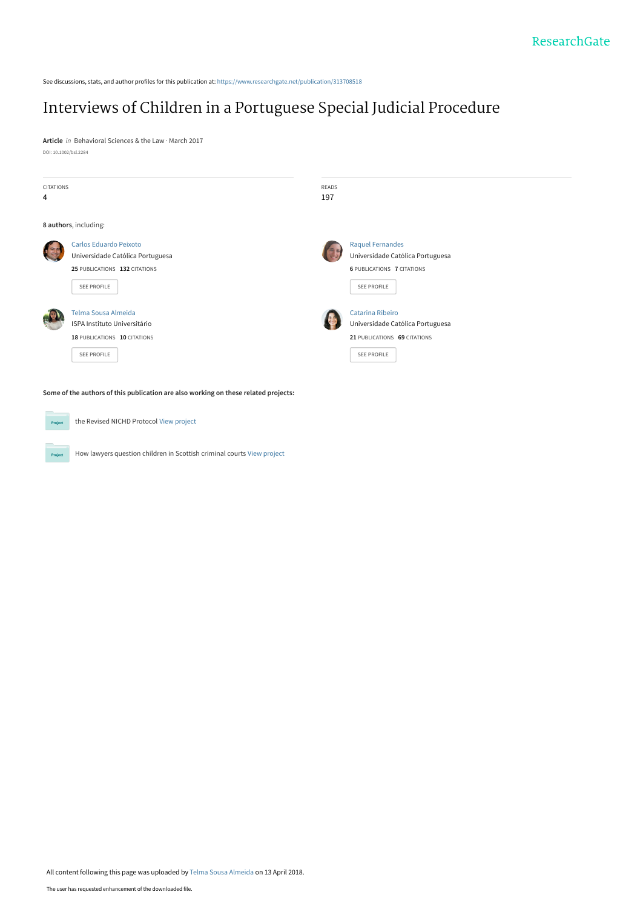See discussions, stats, and author profiles for this publication at: https://www.researchgate.net/publication/313708518

# Interviews of Children in a Portuguese Special Judicial Procedure

**Article** *in* Behavioral Sciences & the Law · March 2017

DOI: 10.1002/bsl.2284

| CITATIONS | READS |
| --- | --- |
| 4 | 197 |

**8 authors**, including:

Carlos Eduardo Peixoto
Universidade Católica Portuguesa
**25** PUBLICATIONS **132** CITATIONS
SEE PROFILE

Raquel Fernandes
Universidade Católica Portuguesa
**6** PUBLICATIONS **7** CITATIONS
SEE PROFILE

Telma Sousa Almeida
ISPA Instituto Universitário
**18** PUBLICATIONS **10** CITATIONS
SEE PROFILE

Catarina Ribeiro
Universidade Católica Portuguesa
**21** PUBLICATIONS **69** CITATIONS
SEE PROFILE

**Some of the authors of this publication are also working on these related projects:**

the Revised NICHD Protocol View project

How lawyers question children in Scottish criminal courts View project

All content following this page was uploaded by Telma Sousa Almeida on 13 April 2018.

The user has requested enhancement of the downloaded file.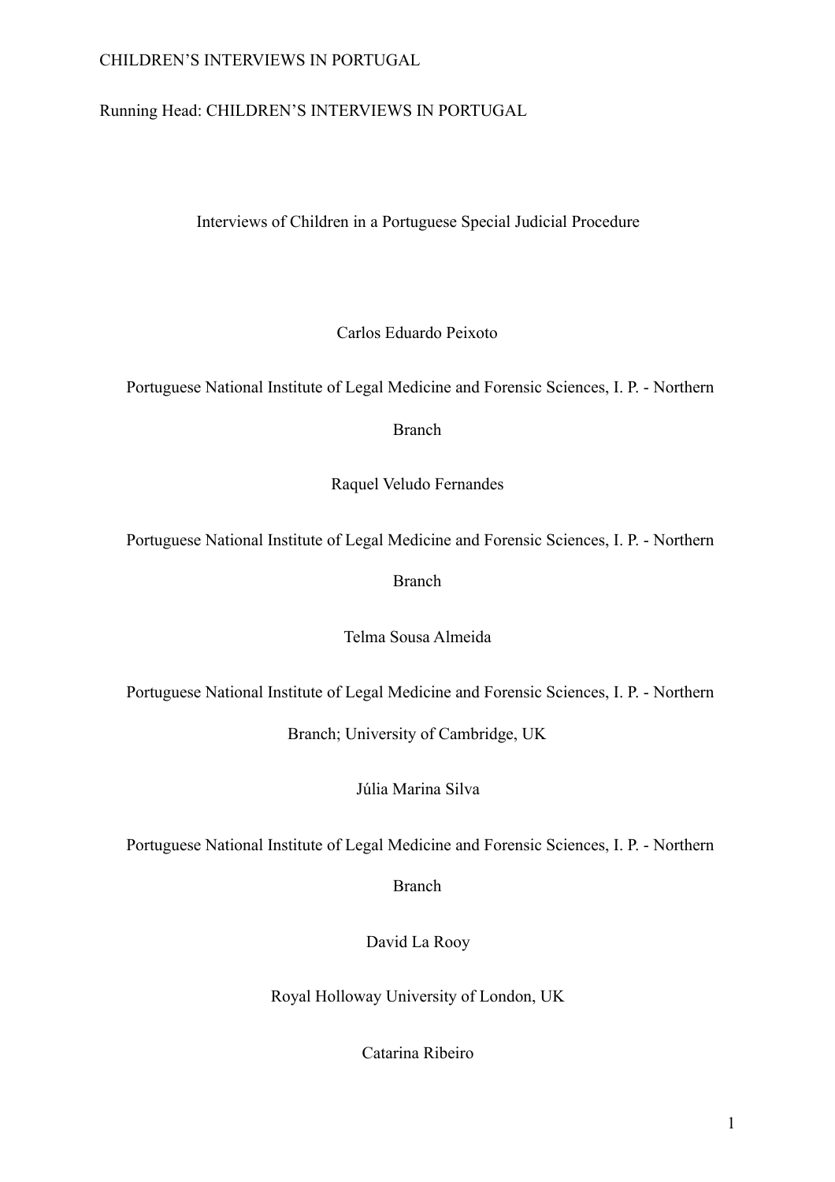Running Head: CHILDREN'S INTERVIEWS IN PORTUGAL

# Interviews of Children in a Portuguese Special Judicial Procedure

Carlos Eduardo Peixoto

Portuguese National Institute of Legal Medicine and Forensic Sciences, I. P. - Northern Branch

Raquel Veludo Fernandes

Portuguese National Institute of Legal Medicine and Forensic Sciences, I. P. - Northern Branch

Telma Sousa Almeida

Portuguese National Institute of Legal Medicine and Forensic Sciences, I. P. - Northern Branch; University of Cambridge, UK

Júlia Marina Silva

Portuguese National Institute of Legal Medicine and Forensic Sciences, I. P. - Northern Branch

David La Rooy

Royal Holloway University of London, UK

Catarina Ribeiro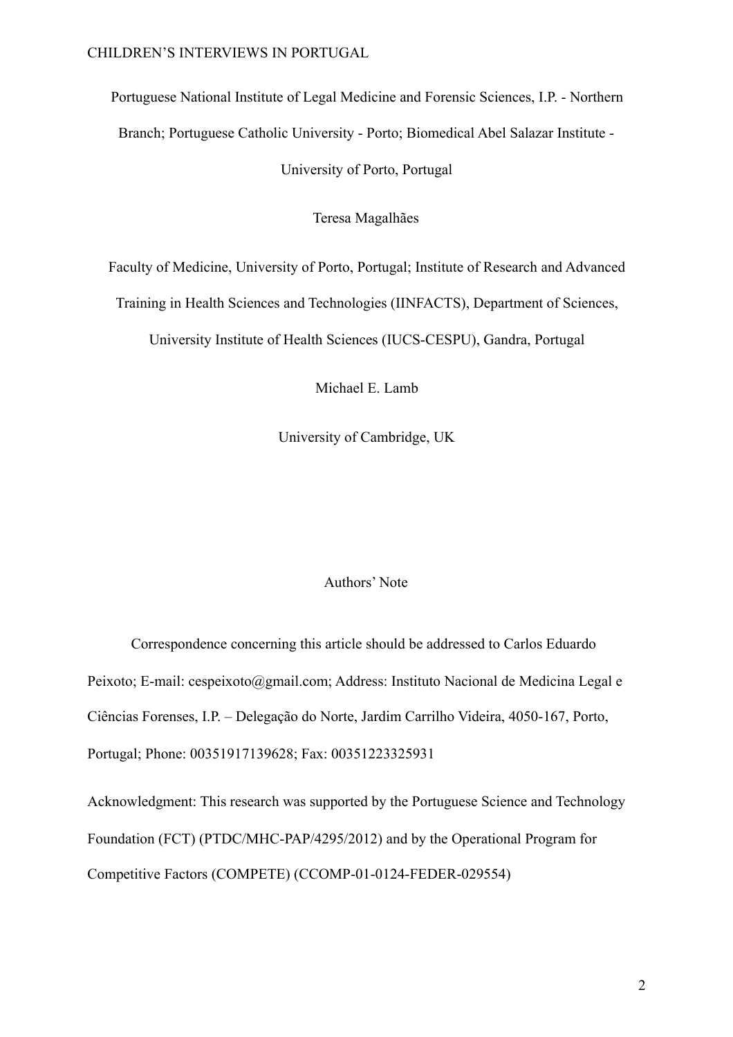Portuguese National Institute of Legal Medicine and Forensic Sciences, I.P. - Northern Branch; Portuguese Catholic University - Porto; Biomedical Abel Salazar Institute - University of Porto, Portugal

Teresa Magalhães

Faculty of Medicine, University of Porto, Portugal; Institute of Research and Advanced Training in Health Sciences and Technologies (IINFACTS), Department of Sciences, University Institute of Health Sciences (IUCS-CESPU), Gandra, Portugal

Michael E. Lamb

University of Cambridge, UK

Authors' Note

Correspondence concerning this article should be addressed to Carlos Eduardo Peixoto; E-mail: cespeixoto@gmail.com; Address: Instituto Nacional de Medicina Legal e Ciências Forenses, I.P. – Delegação do Norte, Jardim Carrilho Videira, 4050-167, Porto, Portugal; Phone: 00351917139628; Fax: 00351223325931

Acknowledgment: This research was supported by the Portuguese Science and Technology Foundation (FCT) (PTDC/MHC-PAP/4295/2012) and by the Operational Program for Competitive Factors (COMPETE) (CCOMP-01-0124-FEDER-029554)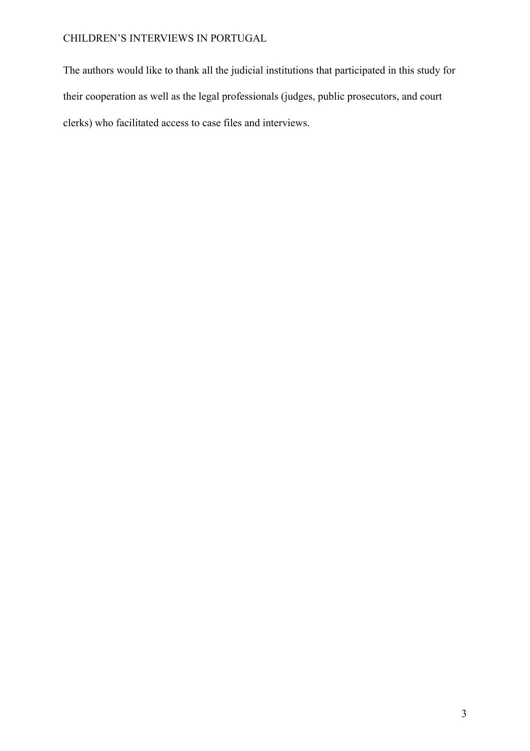The authors would like to thank all the judicial institutions that participated in this study for their cooperation as well as the legal professionals (judges, public prosecutors, and court clerks) who facilitated access to case files and interviews.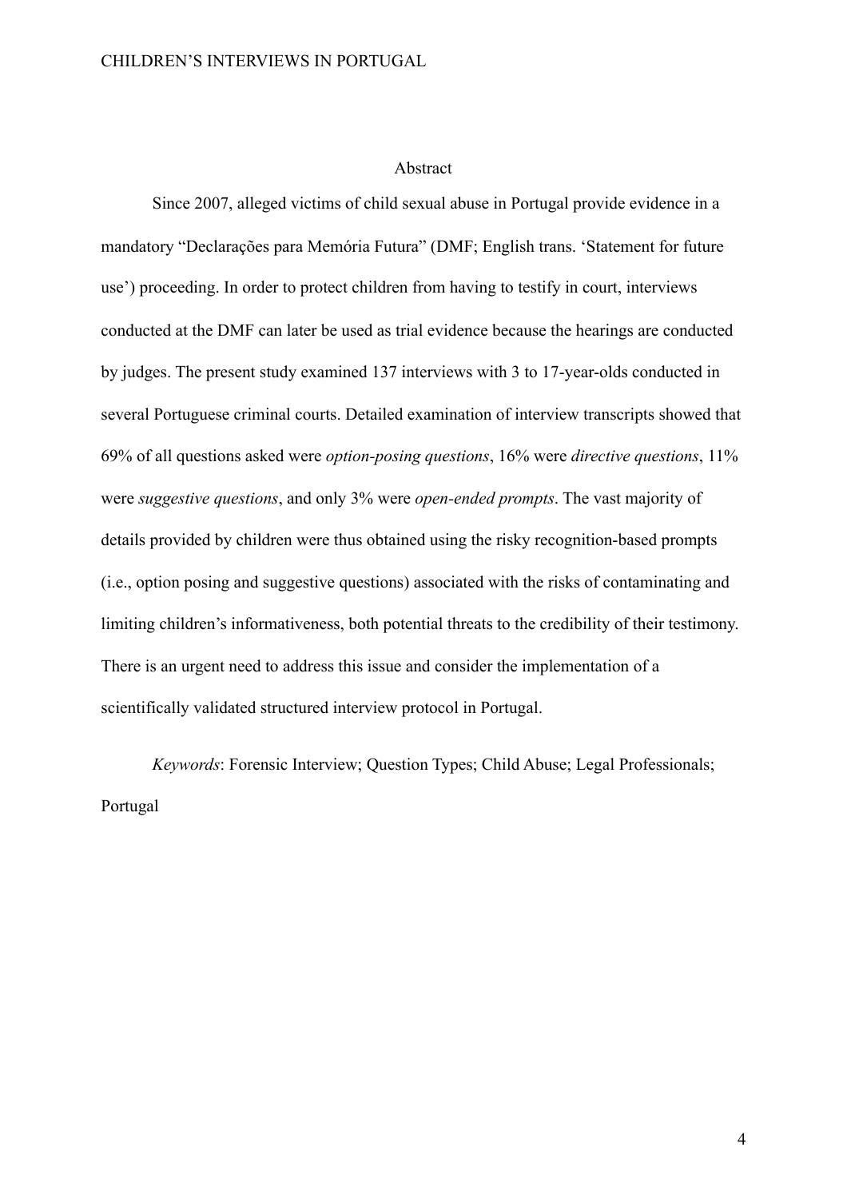## Abstract

Since 2007, alleged victims of child sexual abuse in Portugal provide evidence in a mandatory "Declarações para Memória Futura" (DMF; English trans. 'Statement for future use') proceeding. In order to protect children from having to testify in court, interviews conducted at the DMF can later be used as trial evidence because the hearings are conducted by judges. The present study examined 137 interviews with 3 to 17-year-olds conducted in several Portuguese criminal courts. Detailed examination of interview transcripts showed that 69% of all questions asked were *option-posing questions*, 16% were *directive questions*, 11% were *suggestive questions*, and only 3% were *open-ended prompts*. The vast majority of details provided by children were thus obtained using the risky recognition-based prompts (i.e., option posing and suggestive questions) associated with the risks of contaminating and limiting children's informativeness, both potential threats to the credibility of their testimony. There is an urgent need to address this issue and consider the implementation of a scientifically validated structured interview protocol in Portugal.

*Keywords*: Forensic Interview; Question Types; Child Abuse; Legal Professionals; Portugal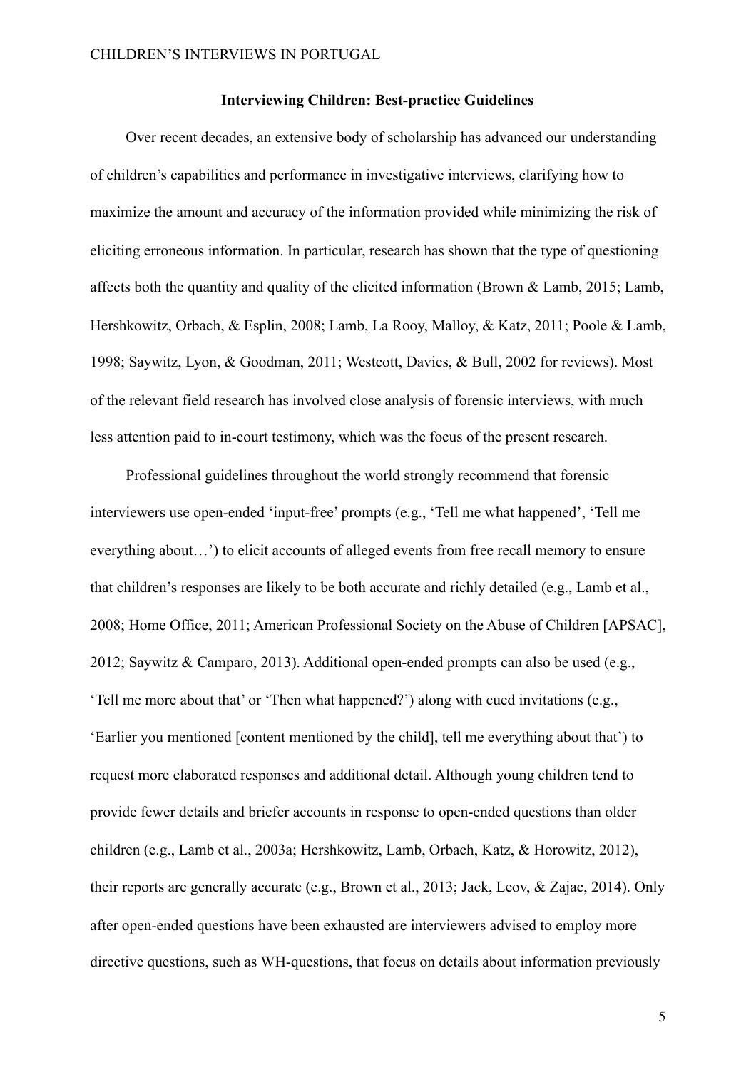## Interviewing Children: Best-practice Guidelines

Over recent decades, an extensive body of scholarship has advanced our understanding of children's capabilities and performance in investigative interviews, clarifying how to maximize the amount and accuracy of the information provided while minimizing the risk of eliciting erroneous information. In particular, research has shown that the type of questioning affects both the quantity and quality of the elicited information (Brown & Lamb, 2015; Lamb, Hershkowitz, Orbach, & Esplin, 2008; Lamb, La Rooy, Malloy, & Katz, 2011; Poole & Lamb, 1998; Saywitz, Lyon, & Goodman, 2011; Westcott, Davies, & Bull, 2002 for reviews). Most of the relevant field research has involved close analysis of forensic interviews, with much less attention paid to in-court testimony, which was the focus of the present research.

Professional guidelines throughout the world strongly recommend that forensic interviewers use open-ended 'input-free' prompts (e.g., 'Tell me what happened', 'Tell me everything about…') to elicit accounts of alleged events from free recall memory to ensure that children's responses are likely to be both accurate and richly detailed (e.g., Lamb et al., 2008; Home Office, 2011; American Professional Society on the Abuse of Children [APSAC], 2012; Saywitz & Camparo, 2013). Additional open-ended prompts can also be used (e.g., 'Tell me more about that' or 'Then what happened?') along with cued invitations (e.g., 'Earlier you mentioned [content mentioned by the child], tell me everything about that') to request more elaborated responses and additional detail. Although young children tend to provide fewer details and briefer accounts in response to open-ended questions than older children (e.g., Lamb et al., 2003a; Hershkowitz, Lamb, Orbach, Katz, & Horowitz, 2012), their reports are generally accurate (e.g., Brown et al., 2013; Jack, Leov, & Zajac, 2014). Only after open-ended questions have been exhausted are interviewers advised to employ more directive questions, such as WH-questions, that focus on details about information previously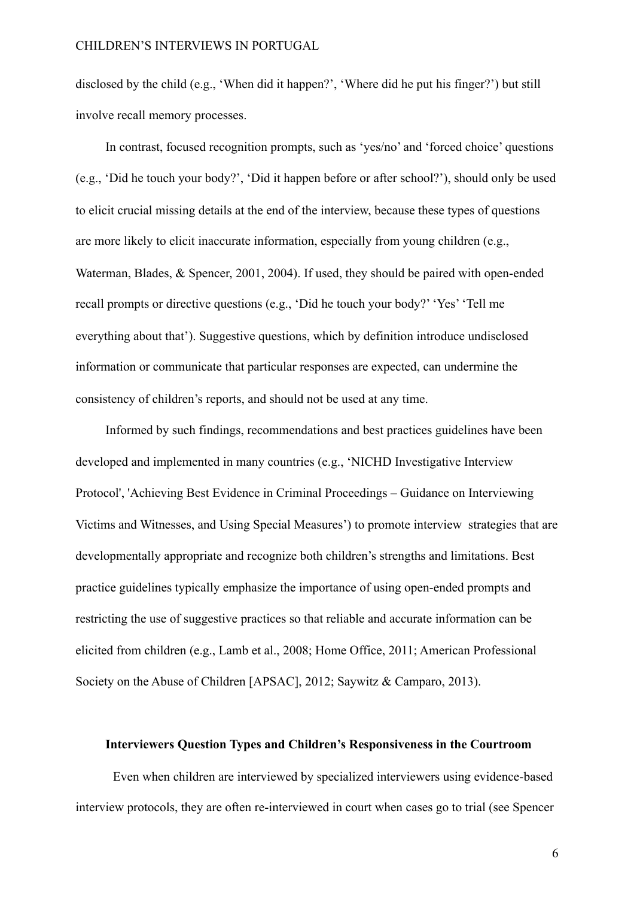disclosed by the child (e.g., 'When did it happen?', 'Where did he put his finger?') but still involve recall memory processes.

In contrast, focused recognition prompts, such as 'yes/no' and 'forced choice' questions (e.g., 'Did he touch your body?', 'Did it happen before or after school?'), should only be used to elicit crucial missing details at the end of the interview, because these types of questions are more likely to elicit inaccurate information, especially from young children (e.g., Waterman, Blades, & Spencer, 2001, 2004). If used, they should be paired with open-ended recall prompts or directive questions (e.g., 'Did he touch your body?' 'Yes' 'Tell me everything about that'). Suggestive questions, which by definition introduce undisclosed information or communicate that particular responses are expected, can undermine the consistency of children's reports, and should not be used at any time.

Informed by such findings, recommendations and best practices guidelines have been developed and implemented in many countries (e.g., 'NICHD Investigative Interview Protocol', 'Achieving Best Evidence in Criminal Proceedings – Guidance on Interviewing Victims and Witnesses, and Using Special Measures') to promote interview strategies that are developmentally appropriate and recognize both children's strengths and limitations. Best practice guidelines typically emphasize the importance of using open-ended prompts and restricting the use of suggestive practices so that reliable and accurate information can be elicited from children (e.g., Lamb et al., 2008; Home Office, 2011; American Professional Society on the Abuse of Children [APSAC], 2012; Saywitz & Camparo, 2013).

## Interviewers Question Types and Children's Responsiveness in the Courtroom

Even when children are interviewed by specialized interviewers using evidence-based interview protocols, they are often re-interviewed in court when cases go to trial (see Spencer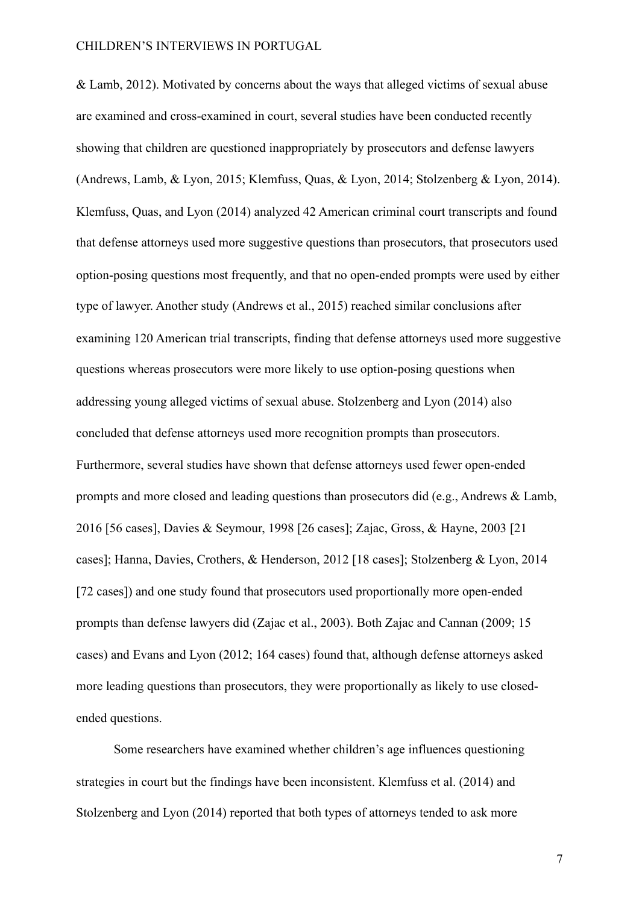& Lamb, 2012). Motivated by concerns about the ways that alleged victims of sexual abuse are examined and cross-examined in court, several studies have been conducted recently showing that children are questioned inappropriately by prosecutors and defense lawyers (Andrews, Lamb, & Lyon, 2015; Klemfuss, Quas, & Lyon, 2014; Stolzenberg & Lyon, 2014). Klemfuss, Quas, and Lyon (2014) analyzed 42 American criminal court transcripts and found that defense attorneys used more suggestive questions than prosecutors, that prosecutors used option-posing questions most frequently, and that no open-ended prompts were used by either type of lawyer. Another study (Andrews et al., 2015) reached similar conclusions after examining 120 American trial transcripts, finding that defense attorneys used more suggestive questions whereas prosecutors were more likely to use option-posing questions when addressing young alleged victims of sexual abuse. Stolzenberg and Lyon (2014) also concluded that defense attorneys used more recognition prompts than prosecutors. Furthermore, several studies have shown that defense attorneys used fewer open-ended prompts and more closed and leading questions than prosecutors did (e.g., Andrews & Lamb, 2016 [56 cases], Davies & Seymour, 1998 [26 cases]; Zajac, Gross, & Hayne, 2003 [21 cases]; Hanna, Davies, Crothers, & Henderson, 2012 [18 cases]; Stolzenberg & Lyon, 2014 [72 cases]) and one study found that prosecutors used proportionally more open-ended prompts than defense lawyers did (Zajac et al., 2003). Both Zajac and Cannan (2009; 15 cases) and Evans and Lyon (2012; 164 cases) found that, although defense attorneys asked more leading questions than prosecutors, they were proportionally as likely to use closed-ended questions.

Some researchers have examined whether children's age influences questioning strategies in court but the findings have been inconsistent. Klemfuss et al. (2014) and Stolzenberg and Lyon (2014) reported that both types of attorneys tended to ask more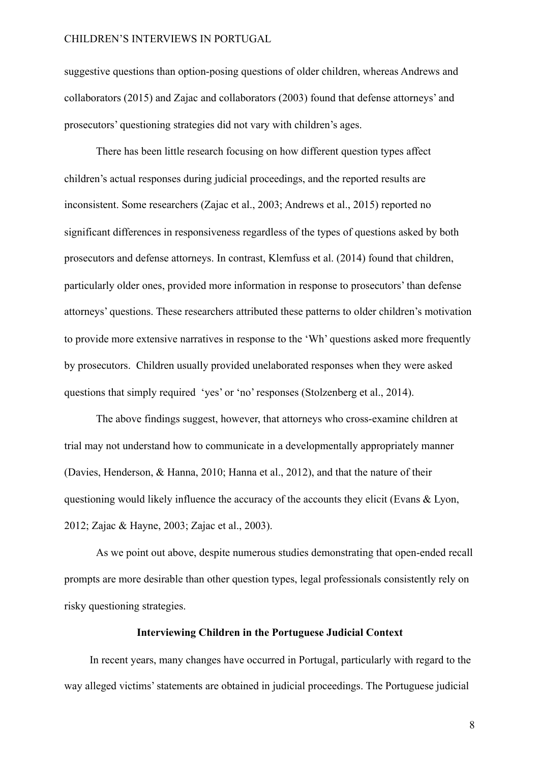suggestive questions than option-posing questions of older children, whereas Andrews and collaborators (2015) and Zajac and collaborators (2003) found that defense attorneys' and prosecutors' questioning strategies did not vary with children's ages.

There has been little research focusing on how different question types affect children's actual responses during judicial proceedings, and the reported results are inconsistent. Some researchers (Zajac et al., 2003; Andrews et al., 2015) reported no significant differences in responsiveness regardless of the types of questions asked by both prosecutors and defense attorneys. In contrast, Klemfuss et al. (2014) found that children, particularly older ones, provided more information in response to prosecutors' than defense attorneys' questions. These researchers attributed these patterns to older children's motivation to provide more extensive narratives in response to the 'Wh' questions asked more frequently by prosecutors. Children usually provided unelaborated responses when they were asked questions that simply required 'yes' or 'no' responses (Stolzenberg et al., 2014).

The above findings suggest, however, that attorneys who cross-examine children at trial may not understand how to communicate in a developmentally appropriately manner (Davies, Henderson, & Hanna, 2010; Hanna et al., 2012), and that the nature of their questioning would likely influence the accuracy of the accounts they elicit (Evans & Lyon, 2012; Zajac & Hayne, 2003; Zajac et al., 2003).

As we point out above, despite numerous studies demonstrating that open-ended recall prompts are more desirable than other question types, legal professionals consistently rely on risky questioning strategies.

## Interviewing Children in the Portuguese Judicial Context

In recent years, many changes have occurred in Portugal, particularly with regard to the way alleged victims' statements are obtained in judicial proceedings. The Portuguese judicial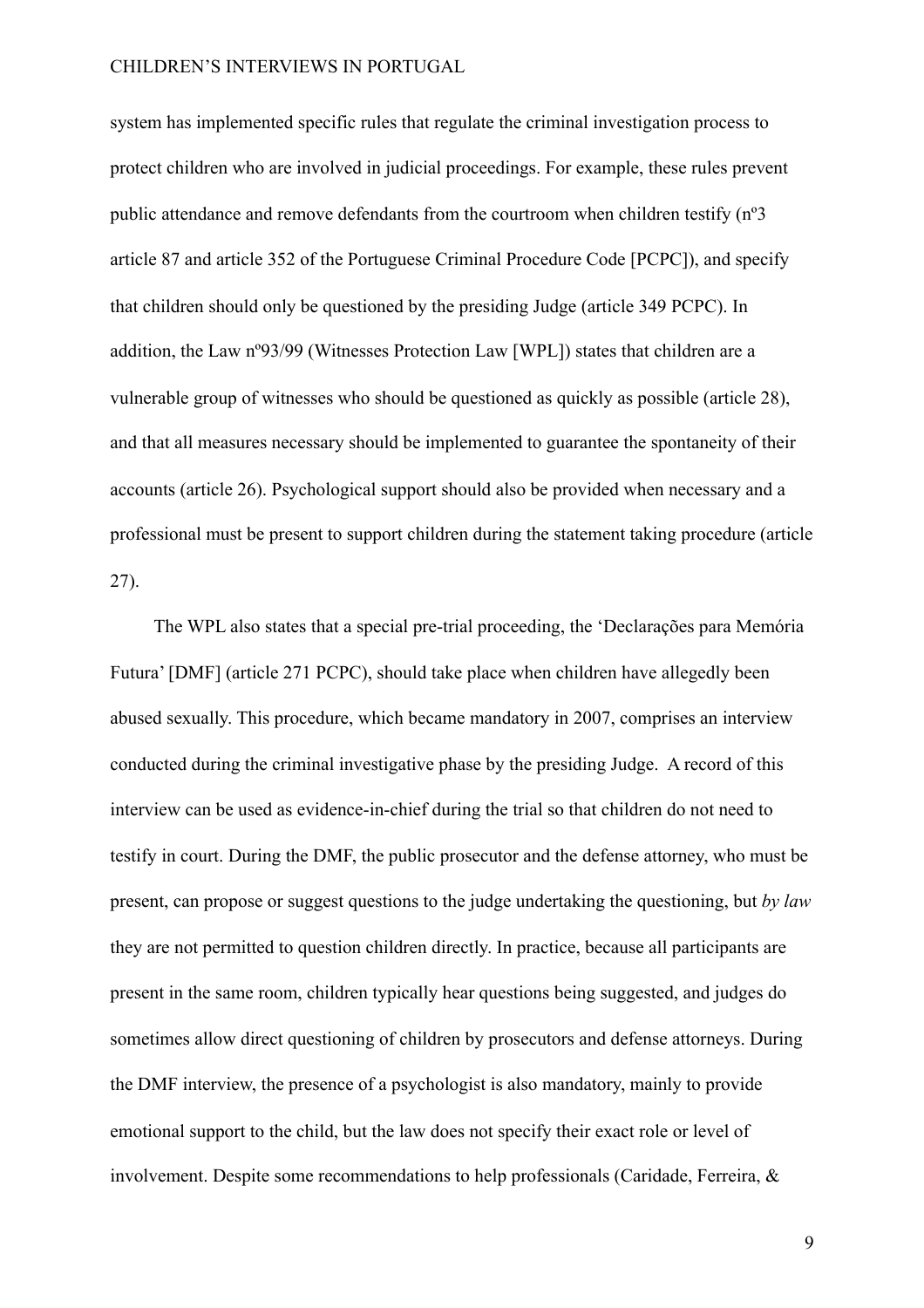system has implemented specific rules that regulate the criminal investigation process to protect children who are involved in judicial proceedings. For example, these rules prevent public attendance and remove defendants from the courtroom when children testify (nº3 article 87 and article 352 of the Portuguese Criminal Procedure Code [PCPC]), and specify that children should only be questioned by the presiding Judge (article 349 PCPC). In addition, the Law nº93/99 (Witnesses Protection Law [WPL]) states that children are a vulnerable group of witnesses who should be questioned as quickly as possible (article 28), and that all measures necessary should be implemented to guarantee the spontaneity of their accounts (article 26). Psychological support should also be provided when necessary and a professional must be present to support children during the statement taking procedure (article 27).

The WPL also states that a special pre-trial proceeding, the 'Declarações para Memória Futura' [DMF] (article 271 PCPC), should take place when children have allegedly been abused sexually. This procedure, which became mandatory in 2007, comprises an interview conducted during the criminal investigative phase by the presiding Judge. A record of this interview can be used as evidence-in-chief during the trial so that children do not need to testify in court. During the DMF, the public prosecutor and the defense attorney, who must be present, can propose or suggest questions to the judge undertaking the questioning, but *by law* they are not permitted to question children directly. In practice, because all participants are present in the same room, children typically hear questions being suggested, and judges do sometimes allow direct questioning of children by prosecutors and defense attorneys. During the DMF interview, the presence of a psychologist is also mandatory, mainly to provide emotional support to the child, but the law does not specify their exact role or level of involvement. Despite some recommendations to help professionals (Caridade, Ferreira, &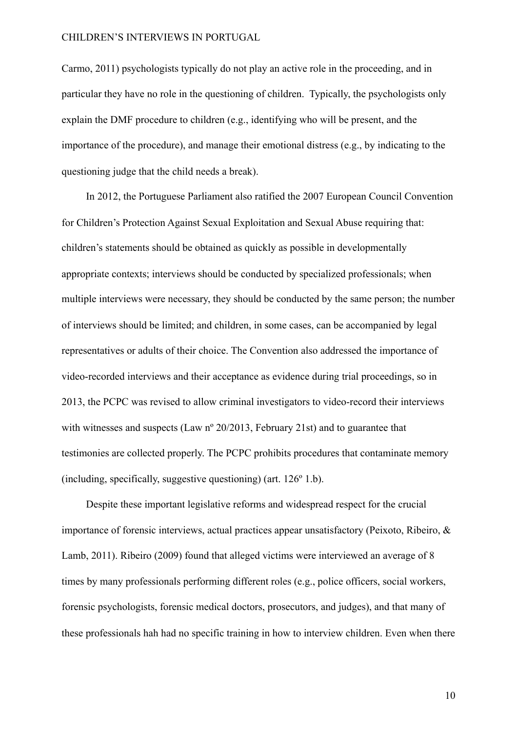Carmo, 2011) psychologists typically do not play an active role in the proceeding, and in particular they have no role in the questioning of children. Typically, the psychologists only explain the DMF procedure to children (e.g., identifying who will be present, and the importance of the procedure), and manage their emotional distress (e.g., by indicating to the questioning judge that the child needs a break).

In 2012, the Portuguese Parliament also ratified the 2007 European Council Convention for Children's Protection Against Sexual Exploitation and Sexual Abuse requiring that: children's statements should be obtained as quickly as possible in developmentally appropriate contexts; interviews should be conducted by specialized professionals; when multiple interviews were necessary, they should be conducted by the same person; the number of interviews should be limited; and children, in some cases, can be accompanied by legal representatives or adults of their choice. The Convention also addressed the importance of video-recorded interviews and their acceptance as evidence during trial proceedings, so in 2013, the PCPC was revised to allow criminal investigators to video-record their interviews with witnesses and suspects (Law nº 20/2013, February 21st) and to guarantee that testimonies are collected properly. The PCPC prohibits procedures that contaminate memory (including, specifically, suggestive questioning) (art. 126º 1.b).

Despite these important legislative reforms and widespread respect for the crucial importance of forensic interviews, actual practices appear unsatisfactory (Peixoto, Ribeiro, & Lamb, 2011). Ribeiro (2009) found that alleged victims were interviewed an average of 8 times by many professionals performing different roles (e.g., police officers, social workers, forensic psychologists, forensic medical doctors, prosecutors, and judges), and that many of these professionals hah had no specific training in how to interview children. Even when there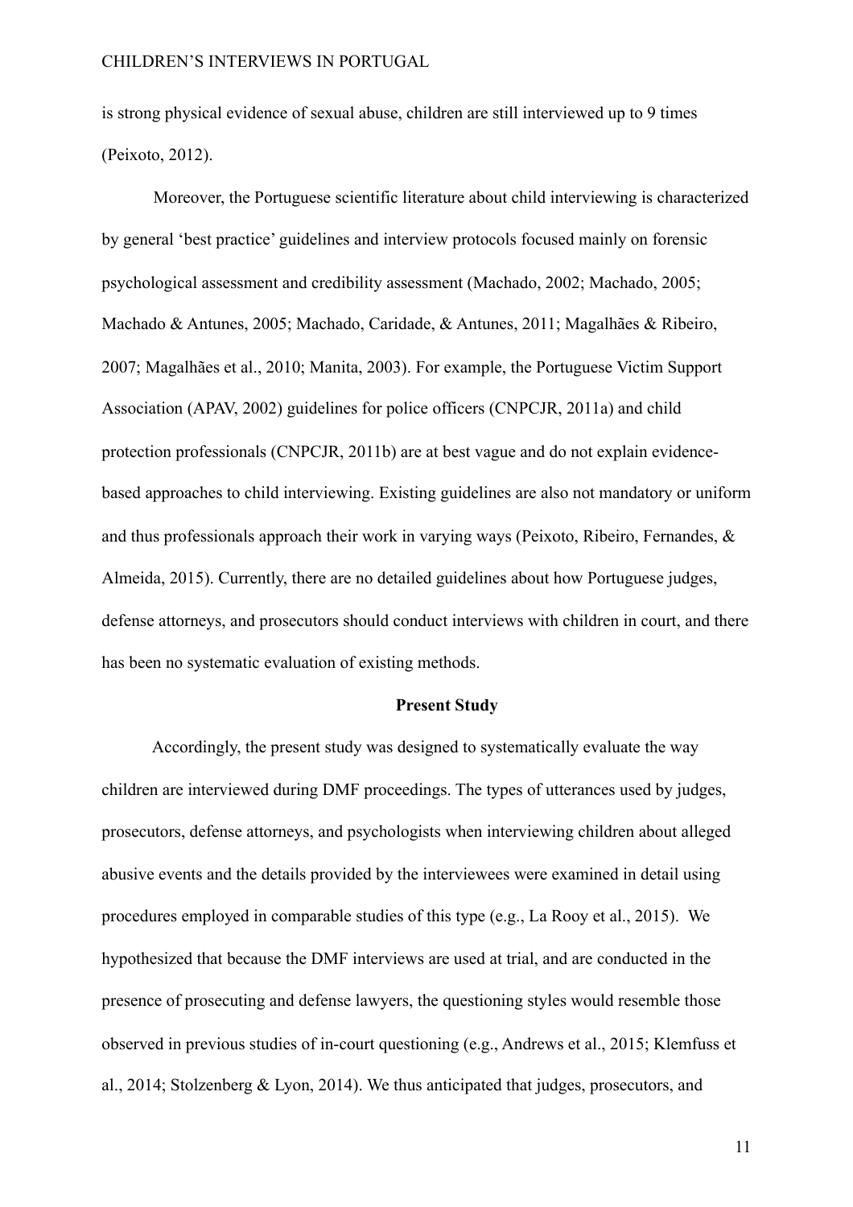is strong physical evidence of sexual abuse, children are still interviewed up to 9 times (Peixoto, 2012).

Moreover, the Portuguese scientific literature about child interviewing is characterized by general 'best practice' guidelines and interview protocols focused mainly on forensic psychological assessment and credibility assessment (Machado, 2002; Machado, 2005; Machado & Antunes, 2005; Machado, Caridade, & Antunes, 2011; Magalhães & Ribeiro, 2007; Magalhães et al., 2010; Manita, 2003). For example, the Portuguese Victim Support Association (APAV, 2002) guidelines for police officers (CNPCJR, 2011a) and child protection professionals (CNPCJR, 2011b) are at best vague and do not explain evidence-based approaches to child interviewing. Existing guidelines are also not mandatory or uniform and thus professionals approach their work in varying ways (Peixoto, Ribeiro, Fernandes, & Almeida, 2015). Currently, there are no detailed guidelines about how Portuguese judges, defense attorneys, and prosecutors should conduct interviews with children in court, and there has been no systematic evaluation of existing methods.

## Present Study

Accordingly, the present study was designed to systematically evaluate the way children are interviewed during DMF proceedings. The types of utterances used by judges, prosecutors, defense attorneys, and psychologists when interviewing children about alleged abusive events and the details provided by the interviewees were examined in detail using procedures employed in comparable studies of this type (e.g., La Rooy et al., 2015). We hypothesized that because the DMF interviews are used at trial, and are conducted in the presence of prosecuting and defense lawyers, the questioning styles would resemble those observed in previous studies of in-court questioning (e.g., Andrews et al., 2015; Klemfuss et al., 2014; Stolzenberg & Lyon, 2014). We thus anticipated that judges, prosecutors, and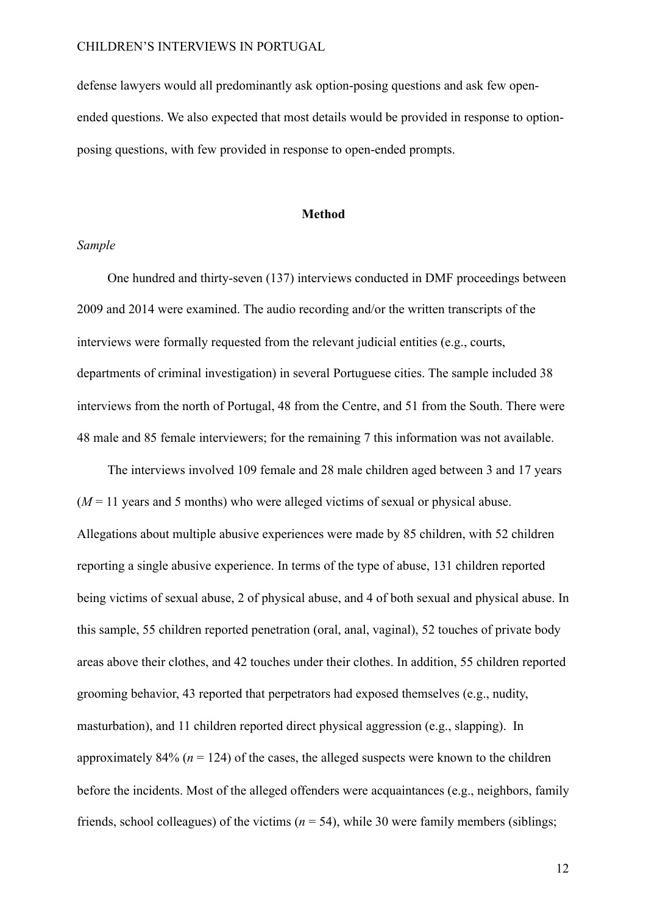defense lawyers would all predominantly ask option-posing questions and ask few open-ended questions. We also expected that most details would be provided in response to option-posing questions, with few provided in response to open-ended prompts.

## Method

### *Sample*

One hundred and thirty-seven (137) interviews conducted in DMF proceedings between 2009 and 2014 were examined. The audio recording and/or the written transcripts of the interviews were formally requested from the relevant judicial entities (e.g., courts, departments of criminal investigation) in several Portuguese cities. The sample included 38 interviews from the north of Portugal, 48 from the Centre, and 51 from the South. There were 48 male and 85 female interviewers; for the remaining 7 this information was not available.

The interviews involved 109 female and 28 male children aged between 3 and 17 years (*M* = 11 years and 5 months) who were alleged victims of sexual or physical abuse. Allegations about multiple abusive experiences were made by 85 children, with 52 children reporting a single abusive experience. In terms of the type of abuse, 131 children reported being victims of sexual abuse, 2 of physical abuse, and 4 of both sexual and physical abuse. In this sample, 55 children reported penetration (oral, anal, vaginal), 52 touches of private body areas above their clothes, and 42 touches under their clothes. In addition, 55 children reported grooming behavior, 43 reported that perpetrators had exposed themselves (e.g., nudity, masturbation), and 11 children reported direct physical aggression (e.g., slapping). In approximately 84% (*n* = 124) of the cases, the alleged suspects were known to the children before the incidents. Most of the alleged offenders were acquaintances (e.g., neighbors, family friends, school colleagues) of the victims (*n* = 54), while 30 were family members (siblings;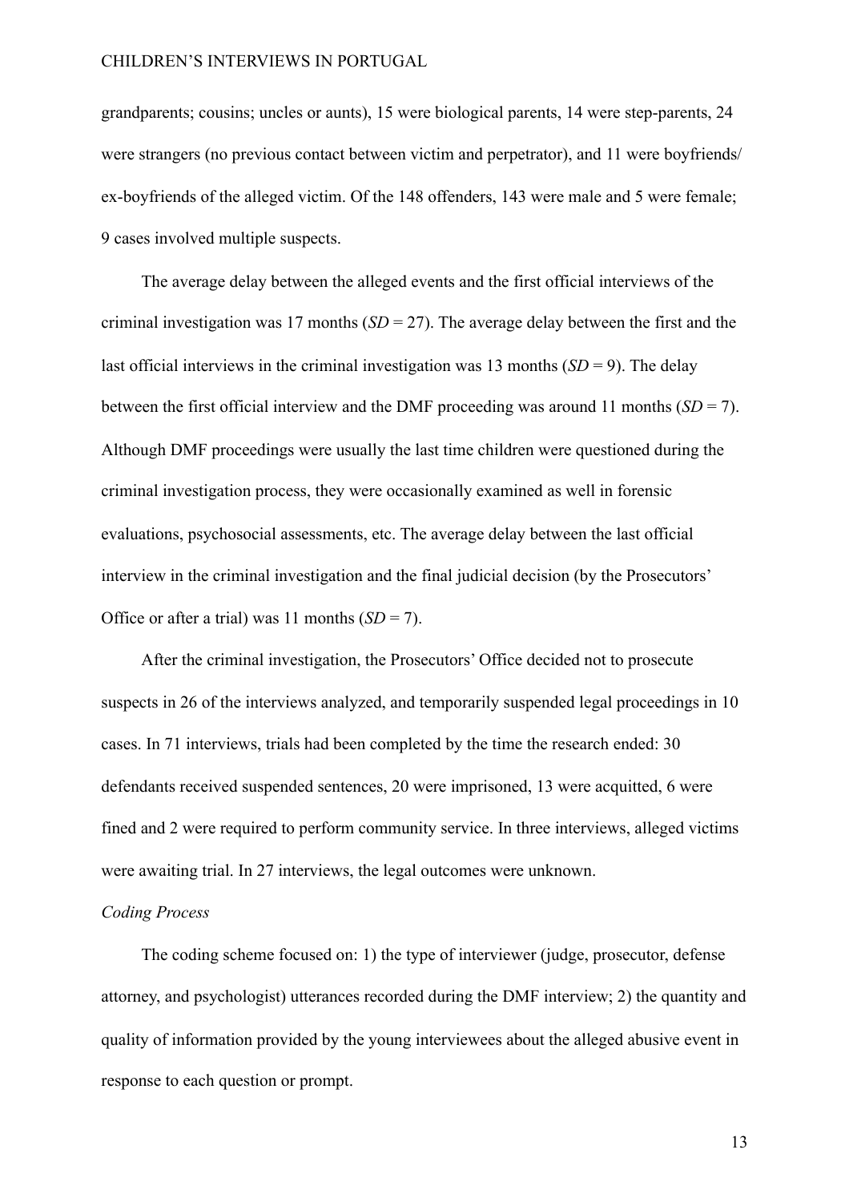grandparents; cousins; uncles or aunts), 15 were biological parents, 14 were step-parents, 24 were strangers (no previous contact between victim and perpetrator), and 11 were boyfriends/ ex-boyfriends of the alleged victim. Of the 148 offenders, 143 were male and 5 were female; 9 cases involved multiple suspects.

The average delay between the alleged events and the first official interviews of the criminal investigation was 17 months (*SD* = 27). The average delay between the first and the last official interviews in the criminal investigation was 13 months (*SD* = 9). The delay between the first official interview and the DMF proceeding was around 11 months (*SD* = 7). Although DMF proceedings were usually the last time children were questioned during the criminal investigation process, they were occasionally examined as well in forensic evaluations, psychosocial assessments, etc. The average delay between the last official interview in the criminal investigation and the final judicial decision (by the Prosecutors' Office or after a trial) was 11 months (*SD* = 7).

After the criminal investigation, the Prosecutors' Office decided not to prosecute suspects in 26 of the interviews analyzed, and temporarily suspended legal proceedings in 10 cases. In 71 interviews, trials had been completed by the time the research ended: 30 defendants received suspended sentences, 20 were imprisoned, 13 were acquitted, 6 were fined and 2 were required to perform community service. In three interviews, alleged victims were awaiting trial. In 27 interviews, the legal outcomes were unknown.

*Coding Process*

The coding scheme focused on: 1) the type of interviewer (judge, prosecutor, defense attorney, and psychologist) utterances recorded during the DMF interview; 2) the quantity and quality of information provided by the young interviewees about the alleged abusive event in response to each question or prompt.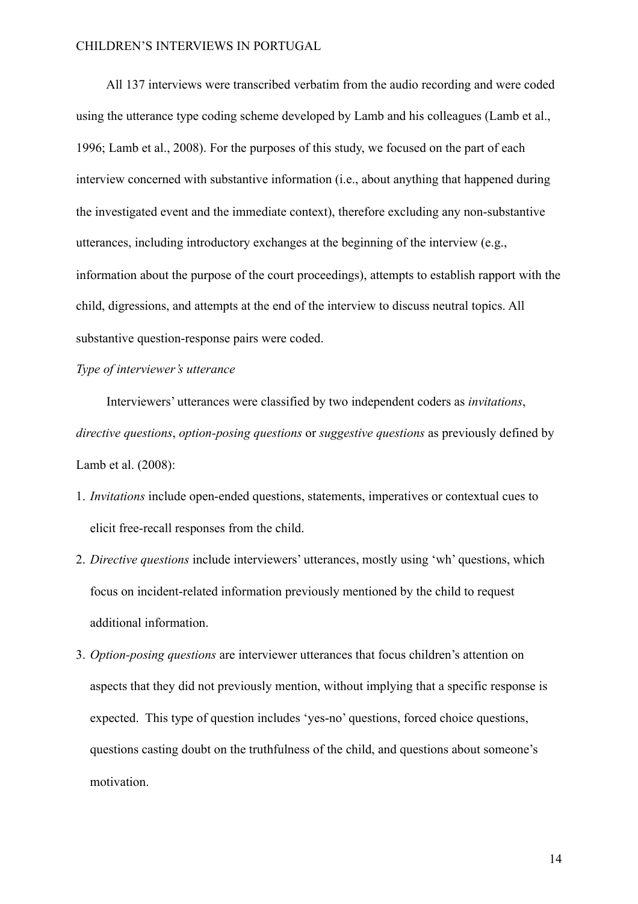All 137 interviews were transcribed verbatim from the audio recording and were coded using the utterance type coding scheme developed by Lamb and his colleagues (Lamb et al., 1996; Lamb et al., 2008). For the purposes of this study, we focused on the part of each interview concerned with substantive information (i.e., about anything that happened during the investigated event and the immediate context), therefore excluding any non-substantive utterances, including introductory exchanges at the beginning of the interview (e.g., information about the purpose of the court proceedings), attempts to establish rapport with the child, digressions, and attempts at the end of the interview to discuss neutral topics. All substantive question-response pairs were coded.

*Type of interviewer's utterance*

Interviewers' utterances were classified by two independent coders as *invitations*, *directive questions*, *option-posing questions* or *suggestive questions* as previously defined by Lamb et al. (2008):

1. *Invitations* include open-ended questions, statements, imperatives or contextual cues to elicit free-recall responses from the child.
2. *Directive questions* include interviewers' utterances, mostly using 'wh' questions, which focus on incident-related information previously mentioned by the child to request additional information.
3. *Option-posing questions* are interviewer utterances that focus children's attention on aspects that they did not previously mention, without implying that a specific response is expected. This type of question includes 'yes-no' questions, forced choice questions, questions casting doubt on the truthfulness of the child, and questions about someone's motivation.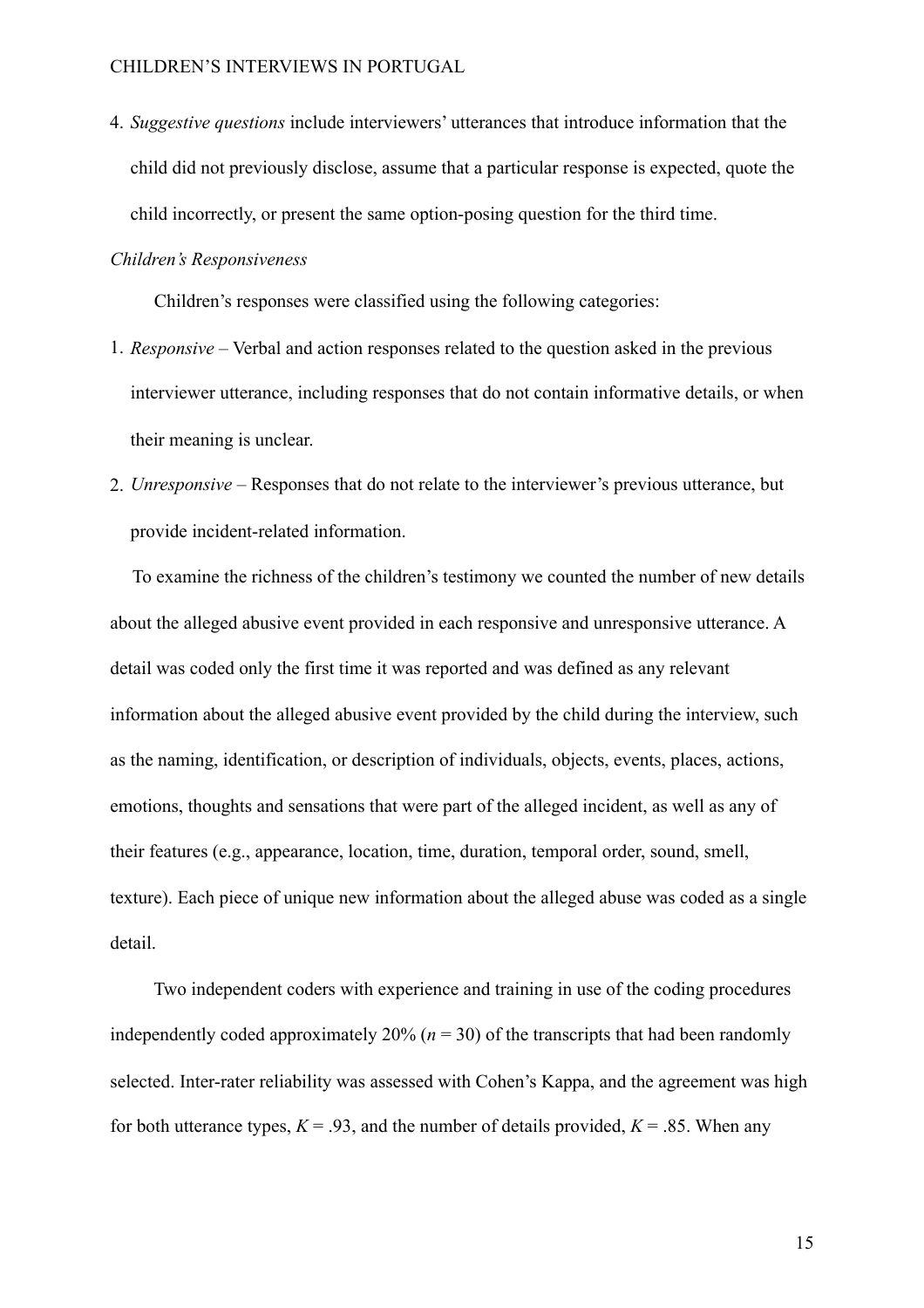4. *Suggestive questions* include interviewers' utterances that introduce information that the child did not previously disclose, assume that a particular response is expected, quote the child incorrectly, or present the same option-posing question for the third time.

*Children's Responsiveness*

Children's responses were classified using the following categories:

1. *Responsive* – Verbal and action responses related to the question asked in the previous interviewer utterance, including responses that do not contain informative details, or when their meaning is unclear.
2. *Unresponsive* – Responses that do not relate to the interviewer's previous utterance, but provide incident-related information.

To examine the richness of the children's testimony we counted the number of new details about the alleged abusive event provided in each responsive and unresponsive utterance. A detail was coded only the first time it was reported and was defined as any relevant information about the alleged abusive event provided by the child during the interview, such as the naming, identification, or description of individuals, objects, events, places, actions, emotions, thoughts and sensations that were part of the alleged incident, as well as any of their features (e.g., appearance, location, time, duration, temporal order, sound, smell, texture). Each piece of unique new information about the alleged abuse was coded as a single detail.

Two independent coders with experience and training in use of the coding procedures independently coded approximately 20% ($n$ = 30) of the transcripts that had been randomly selected. Inter-rater reliability was assessed with Cohen's Kappa, and the agreement was high for both utterance types, $K$ = .93, and the number of details provided, $K$ = .85. When any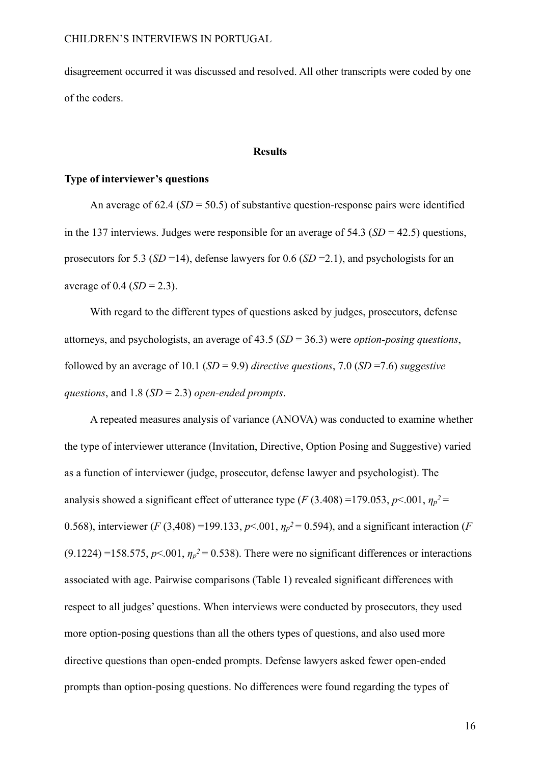disagreement occurred it was discussed and resolved. All other transcripts were coded by one of the coders.

## Results

### Type of interviewer's questions

An average of 62.4 (*SD* = 50.5) of substantive question-response pairs were identified in the 137 interviews. Judges were responsible for an average of 54.3 (*SD* = 42.5) questions, prosecutors for 5.3 (*SD* =14), defense lawyers for 0.6 (*SD* =2.1), and psychologists for an average of 0.4 (*SD* = 2.3).

With regard to the different types of questions asked by judges, prosecutors, defense attorneys, and psychologists, an average of 43.5 (*SD* = 36.3) were *option-posing questions*, followed by an average of 10.1 (*SD* = 9.9) *directive questions*, 7.0 (*SD* =7.6) *suggestive questions*, and 1.8 (*SD* = 2.3) *open-ended prompts*.

A repeated measures analysis of variance (ANOVA) was conducted to examine whether the type of interviewer utterance (Invitation, Directive, Option Posing and Suggestive) varied as a function of interviewer (judge, prosecutor, defense lawyer and psychologist). The analysis showed a significant effect of utterance type ($F$ (3.408) =179.053, $p$<.001, $\eta_p^2$ = 0.568), interviewer ($F$ (3,408) =199.133, $p$<.001, $\eta_p^2$ = 0.594), and a significant interaction ($F$ (9.1224) =158.575, $p$<.001, $\eta_p^2$ = 0.538). There were no significant differences or interactions associated with age. Pairwise comparisons (Table 1) revealed significant differences with respect to all judges' questions. When interviews were conducted by prosecutors, they used more option-posing questions than all the others types of questions, and also used more directive questions than open-ended prompts. Defense lawyers asked fewer open-ended prompts than option-posing questions. No differences were found regarding the types of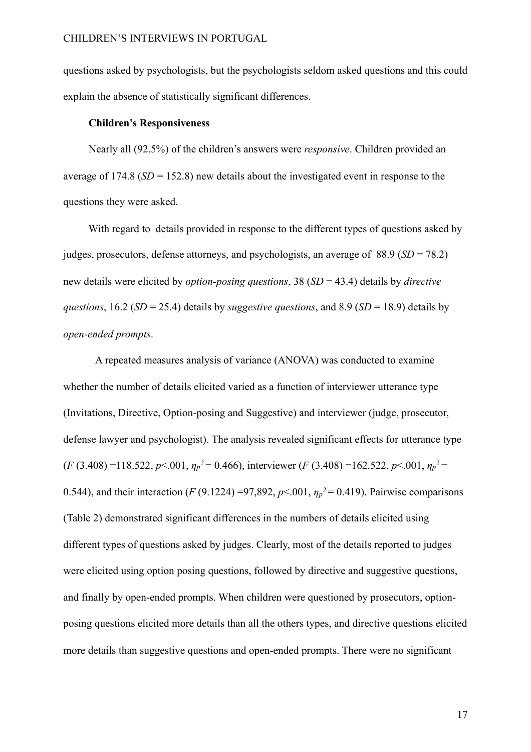questions asked by psychologists, but the psychologists seldom asked questions and this could explain the absence of statistically significant differences.

### Children's Responsiveness

Nearly all (92.5%) of the children's answers were *responsive*. Children provided an average of 174.8 (*SD* = 152.8) new details about the investigated event in response to the questions they were asked.

With regard to details provided in response to the different types of questions asked by judges, prosecutors, defense attorneys, and psychologists, an average of 88.9 (*SD* = 78.2) new details were elicited by *option-posing questions*, 38 (*SD* = 43.4) details by *directive questions*, 16.2 (*SD* = 25.4) details by *suggestive questions*, and 8.9 (*SD* = 18.9) details by *open-ended prompts*.

A repeated measures analysis of variance (ANOVA) was conducted to examine whether the number of details elicited varied as a function of interviewer utterance type (Invitations, Directive, Option-posing and Suggestive) and interviewer (judge, prosecutor, defense lawyer and psychologist). The analysis revealed significant effects for utterance type ($F$ (3.408) =118.522, $p$<.001, $\eta_p^2$ = 0.466), interviewer ($F$ (3.408) =162.522, $p$<.001, $\eta_p^2$ = 0.544), and their interaction ($F$ (9.1224) =97,892, $p$<.001, $\eta_p^2$ = 0.419). Pairwise comparisons (Table 2) demonstrated significant differences in the numbers of details elicited using different types of questions asked by judges. Clearly, most of the details reported to judges were elicited using option posing questions, followed by directive and suggestive questions, and finally by open-ended prompts. When children were questioned by prosecutors, option-posing questions elicited more details than all the others types, and directive questions elicited more details than suggestive questions and open-ended prompts. There were no significant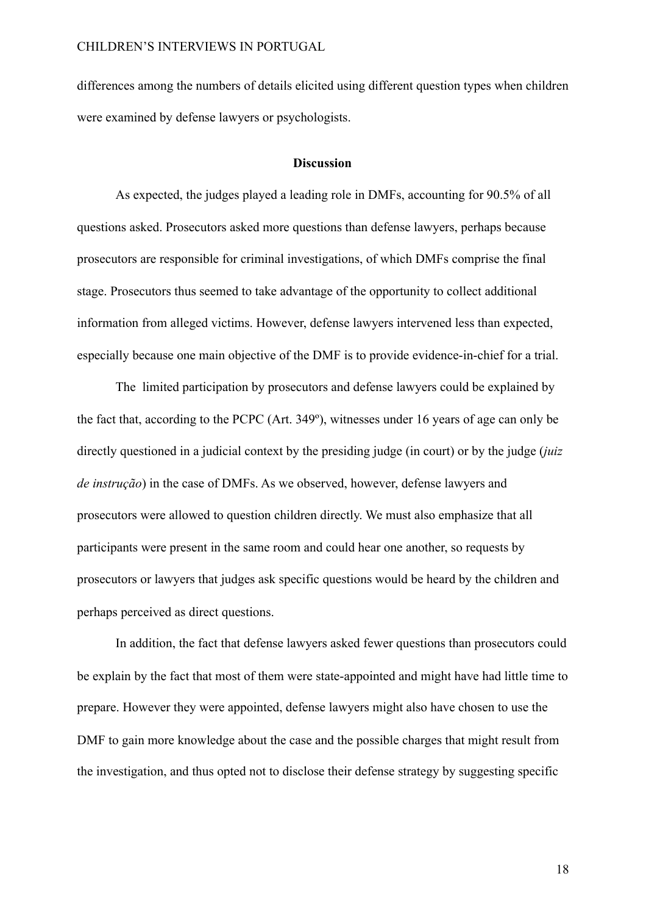differences among the numbers of details elicited using different question types when children were examined by defense lawyers or psychologists.

## Discussion

As expected, the judges played a leading role in DMFs, accounting for 90.5% of all questions asked. Prosecutors asked more questions than defense lawyers, perhaps because prosecutors are responsible for criminal investigations, of which DMFs comprise the final stage. Prosecutors thus seemed to take advantage of the opportunity to collect additional information from alleged victims. However, defense lawyers intervened less than expected, especially because one main objective of the DMF is to provide evidence-in-chief for a trial.

The limited participation by prosecutors and defense lawyers could be explained by the fact that, according to the PCPC (Art. 349º), witnesses under 16 years of age can only be directly questioned in a judicial context by the presiding judge (in court) or by the judge (*juiz de instrução*) in the case of DMFs. As we observed, however, defense lawyers and prosecutors were allowed to question children directly. We must also emphasize that all participants were present in the same room and could hear one another, so requests by prosecutors or lawyers that judges ask specific questions would be heard by the children and perhaps perceived as direct questions.

In addition, the fact that defense lawyers asked fewer questions than prosecutors could be explain by the fact that most of them were state-appointed and might have had little time to prepare. However they were appointed, defense lawyers might also have chosen to use the DMF to gain more knowledge about the case and the possible charges that might result from the investigation, and thus opted not to disclose their defense strategy by suggesting specific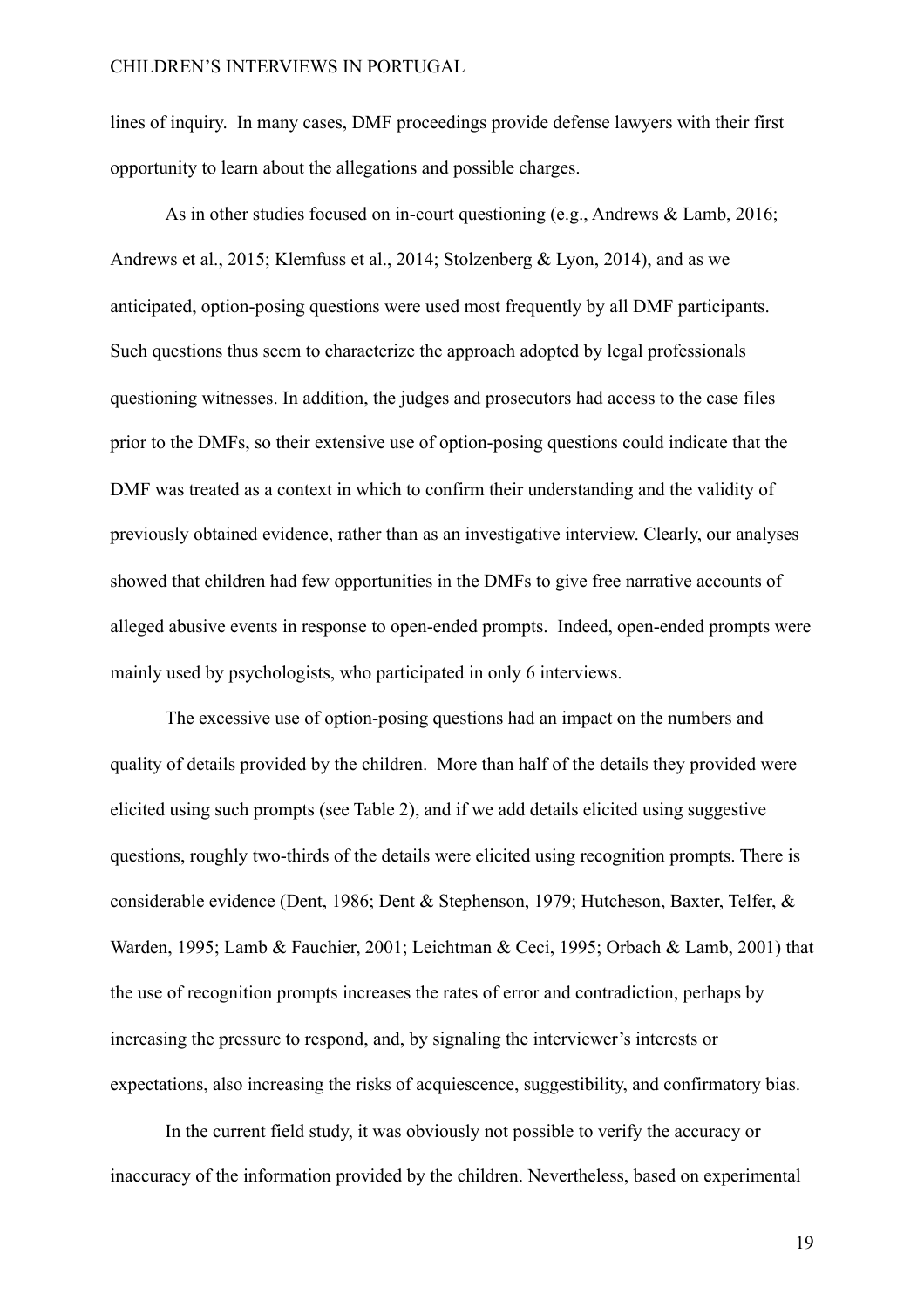lines of inquiry. In many cases, DMF proceedings provide defense lawyers with their first opportunity to learn about the allegations and possible charges.

As in other studies focused on in-court questioning (e.g., Andrews & Lamb, 2016; Andrews et al., 2015; Klemfuss et al., 2014; Stolzenberg & Lyon, 2014), and as we anticipated, option-posing questions were used most frequently by all DMF participants. Such questions thus seem to characterize the approach adopted by legal professionals questioning witnesses. In addition, the judges and prosecutors had access to the case files prior to the DMFs, so their extensive use of option-posing questions could indicate that the DMF was treated as a context in which to confirm their understanding and the validity of previously obtained evidence, rather than as an investigative interview. Clearly, our analyses showed that children had few opportunities in the DMFs to give free narrative accounts of alleged abusive events in response to open-ended prompts. Indeed, open-ended prompts were mainly used by psychologists, who participated in only 6 interviews.

The excessive use of option-posing questions had an impact on the numbers and quality of details provided by the children. More than half of the details they provided were elicited using such prompts (see Table 2), and if we add details elicited using suggestive questions, roughly two-thirds of the details were elicited using recognition prompts. There is considerable evidence (Dent, 1986; Dent & Stephenson, 1979; Hutcheson, Baxter, Telfer, & Warden, 1995; Lamb & Fauchier, 2001; Leichtman & Ceci, 1995; Orbach & Lamb, 2001) that the use of recognition prompts increases the rates of error and contradiction, perhaps by increasing the pressure to respond, and, by signaling the interviewer's interests or expectations, also increasing the risks of acquiescence, suggestibility, and confirmatory bias.

In the current field study, it was obviously not possible to verify the accuracy or inaccuracy of the information provided by the children. Nevertheless, based on experimental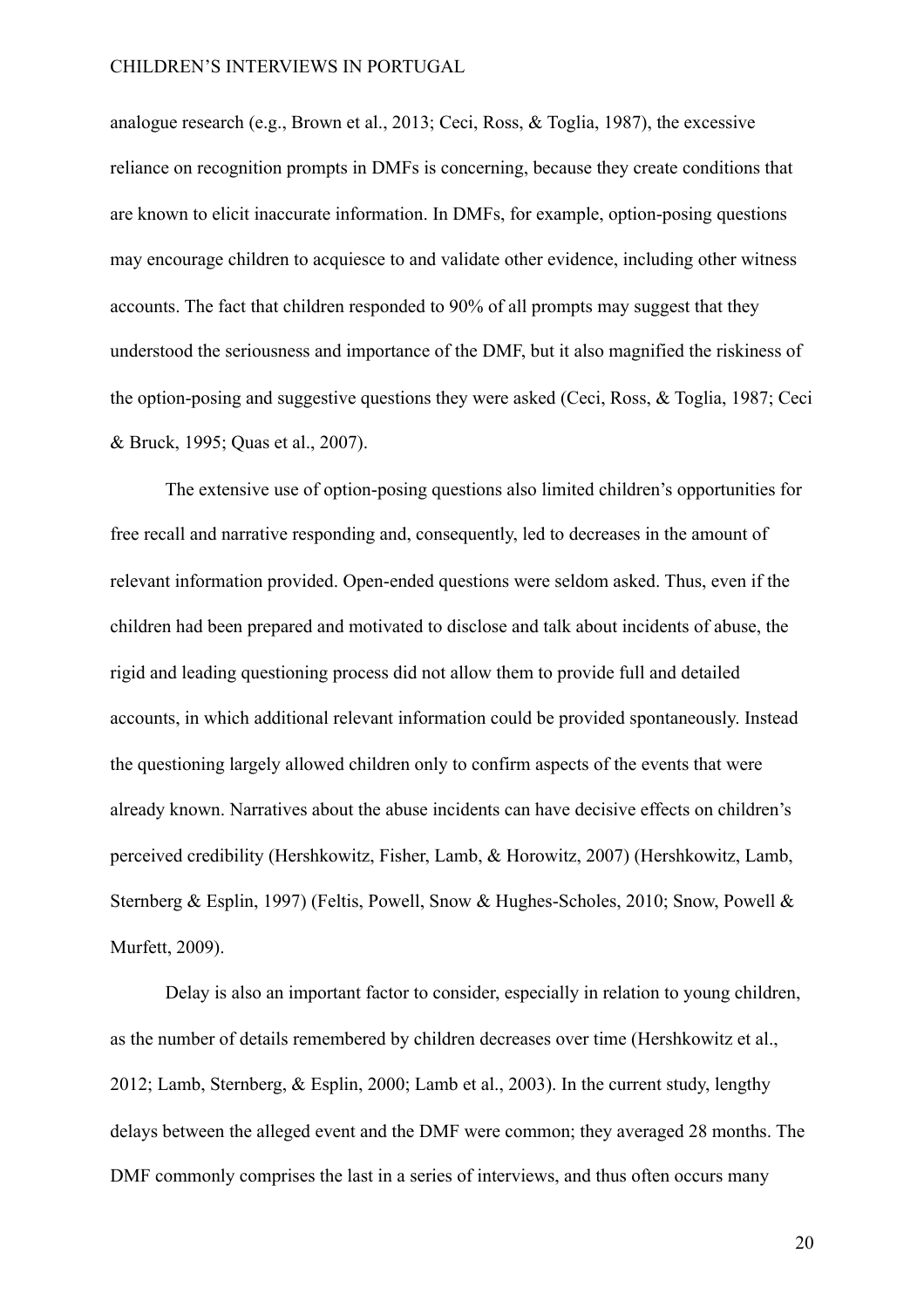analogue research (e.g., Brown et al., 2013; Ceci, Ross, & Toglia, 1987), the excessive reliance on recognition prompts in DMFs is concerning, because they create conditions that are known to elicit inaccurate information. In DMFs, for example, option-posing questions may encourage children to acquiesce to and validate other evidence, including other witness accounts. The fact that children responded to 90% of all prompts may suggest that they understood the seriousness and importance of the DMF, but it also magnified the riskiness of the option-posing and suggestive questions they were asked (Ceci, Ross, & Toglia, 1987; Ceci & Bruck, 1995; Quas et al., 2007).

The extensive use of option-posing questions also limited children's opportunities for free recall and narrative responding and, consequently, led to decreases in the amount of relevant information provided. Open-ended questions were seldom asked. Thus, even if the children had been prepared and motivated to disclose and talk about incidents of abuse, the rigid and leading questioning process did not allow them to provide full and detailed accounts, in which additional relevant information could be provided spontaneously. Instead the questioning largely allowed children only to confirm aspects of the events that were already known. Narratives about the abuse incidents can have decisive effects on children's perceived credibility (Hershkowitz, Fisher, Lamb, & Horowitz, 2007) (Hershkowitz, Lamb, Sternberg & Esplin, 1997) (Feltis, Powell, Snow & Hughes-Scholes, 2010; Snow, Powell & Murfett, 2009).

Delay is also an important factor to consider, especially in relation to young children, as the number of details remembered by children decreases over time (Hershkowitz et al., 2012; Lamb, Sternberg, & Esplin, 2000; Lamb et al., 2003). In the current study, lengthy delays between the alleged event and the DMF were common; they averaged 28 months. The DMF commonly comprises the last in a series of interviews, and thus often occurs many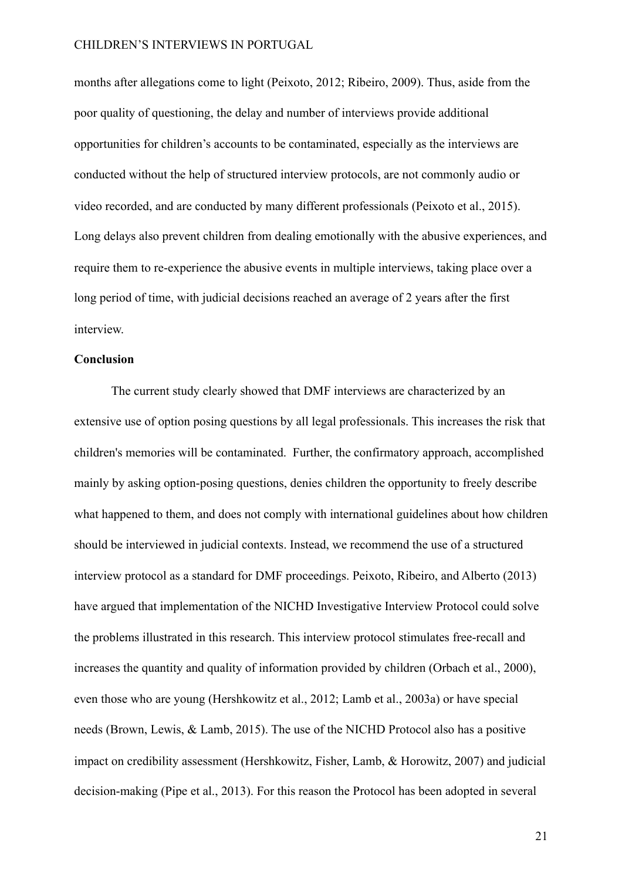months after allegations come to light (Peixoto, 2012; Ribeiro, 2009). Thus, aside from the poor quality of questioning, the delay and number of interviews provide additional opportunities for children's accounts to be contaminated, especially as the interviews are conducted without the help of structured interview protocols, are not commonly audio or video recorded, and are conducted by many different professionals (Peixoto et al., 2015). Long delays also prevent children from dealing emotionally with the abusive experiences, and require them to re-experience the abusive events in multiple interviews, taking place over a long period of time, with judicial decisions reached an average of 2 years after the first interview.

**Conclusion**

The current study clearly showed that DMF interviews are characterized by an extensive use of option posing questions by all legal professionals. This increases the risk that children's memories will be contaminated. Further, the confirmatory approach, accomplished mainly by asking option-posing questions, denies children the opportunity to freely describe what happened to them, and does not comply with international guidelines about how children should be interviewed in judicial contexts. Instead, we recommend the use of a structured interview protocol as a standard for DMF proceedings. Peixoto, Ribeiro, and Alberto (2013) have argued that implementation of the NICHD Investigative Interview Protocol could solve the problems illustrated in this research. This interview protocol stimulates free-recall and increases the quantity and quality of information provided by children (Orbach et al., 2000), even those who are young (Hershkowitz et al., 2012; Lamb et al., 2003a) or have special needs (Brown, Lewis, & Lamb, 2015). The use of the NICHD Protocol also has a positive impact on credibility assessment (Hershkowitz, Fisher, Lamb, & Horowitz, 2007) and judicial decision-making (Pipe et al., 2013). For this reason the Protocol has been adopted in several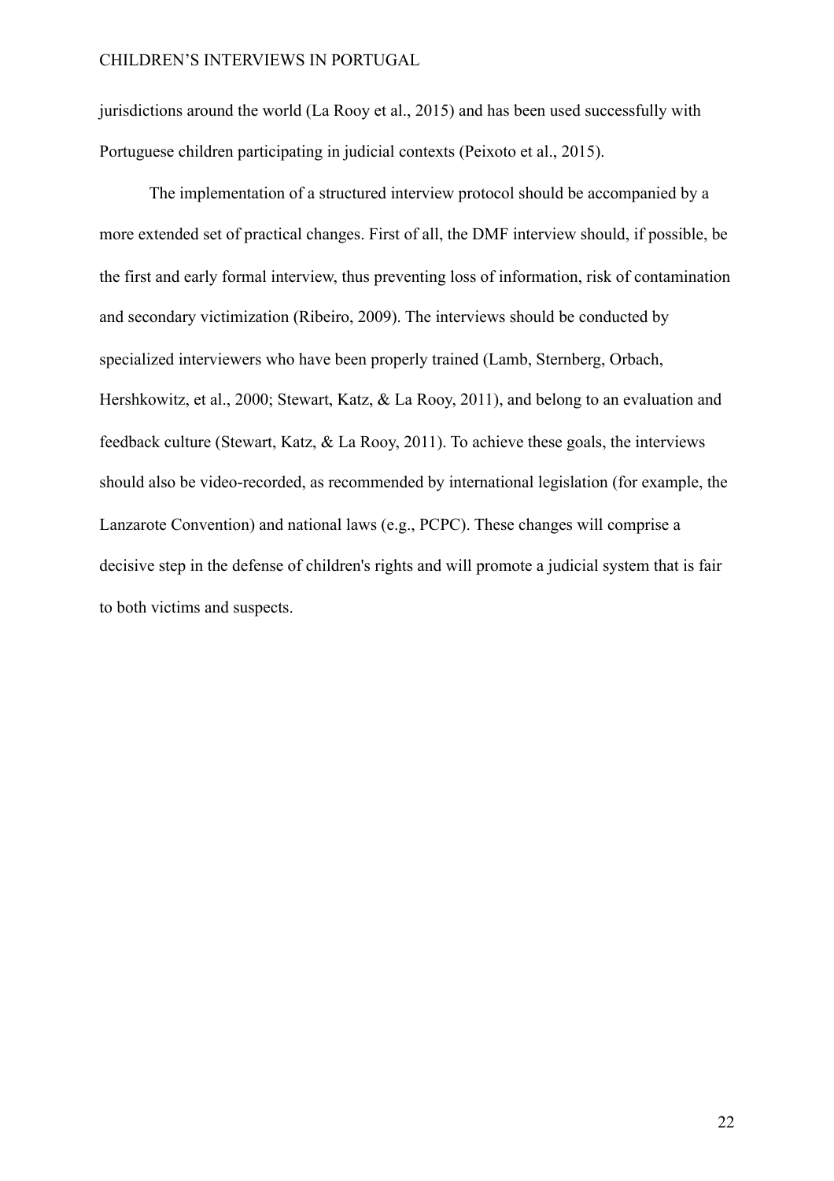jurisdictions around the world (La Rooy et al., 2015) and has been used successfully with Portuguese children participating in judicial contexts (Peixoto et al., 2015).

The implementation of a structured interview protocol should be accompanied by a more extended set of practical changes. First of all, the DMF interview should, if possible, be the first and early formal interview, thus preventing loss of information, risk of contamination and secondary victimization (Ribeiro, 2009). The interviews should be conducted by specialized interviewers who have been properly trained (Lamb, Sternberg, Orbach, Hershkowitz, et al., 2000; Stewart, Katz, & La Rooy, 2011), and belong to an evaluation and feedback culture (Stewart, Katz, & La Rooy, 2011). To achieve these goals, the interviews should also be video-recorded, as recommended by international legislation (for example, the Lanzarote Convention) and national laws (e.g., PCPC). These changes will comprise a decisive step in the defense of children's rights and will promote a judicial system that is fair to both victims and suspects.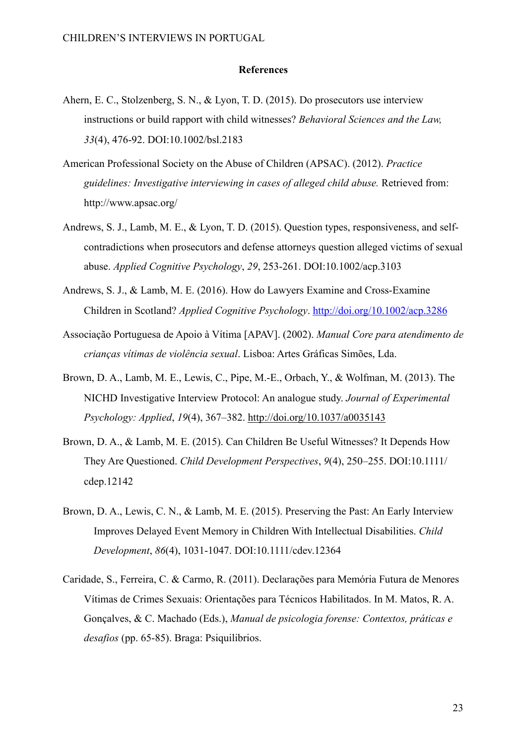## References

Ahern, E. C., Stolzenberg, S. N., & Lyon, T. D. (2015). Do prosecutors use interview instructions or build rapport with child witnesses? *Behavioral Sciences and the Law, 33*(4), 476-92. DOI:10.1002/bsl.2183

American Professional Society on the Abuse of Children (APSAC). (2012). *Practice guidelines: Investigative interviewing in cases of alleged child abuse.* Retrieved from: http://www.apsac.org/

Andrews, S. J., Lamb, M. E., & Lyon, T. D. (2015). Question types, responsiveness, and self-contradictions when prosecutors and defense attorneys question alleged victims of sexual abuse. *Applied Cognitive Psychology*, *29*, 253-261. DOI:10.1002/acp.3103

Andrews, S. J., & Lamb, M. E. (2016). How do Lawyers Examine and Cross-Examine Children in Scotland? *Applied Cognitive Psychology*. http://doi.org/10.1002/acp.3286

Associação Portuguesa de Apoio à Vítima [APAV]. (2002). *Manual Core para atendimento de crianças vítimas de violência sexual*. Lisboa: Artes Gráficas Simões, Lda.

Brown, D. A., Lamb, M. E., Lewis, C., Pipe, M.-E., Orbach, Y., & Wolfman, M. (2013). The NICHD Investigative Interview Protocol: An analogue study. *Journal of Experimental Psychology: Applied*, *19*(4), 367–382. http://doi.org/10.1037/a0035143

Brown, D. A., & Lamb, M. E. (2015). Can Children Be Useful Witnesses? It Depends How They Are Questioned. *Child Development Perspectives*, *9*(4), 250–255. DOI:10.1111/cdep.12142

Brown, D. A., Lewis, C. N., & Lamb, M. E. (2015). Preserving the Past: An Early Interview Improves Delayed Event Memory in Children With Intellectual Disabilities. *Child Development*, *86*(4), 1031-1047. DOI:10.1111/cdev.12364

Caridade, S., Ferreira, C. & Carmo, R. (2011). Declarações para Memória Futura de Menores Vítimas de Crimes Sexuais: Orientações para Técnicos Habilitados. In M. Matos, R. A. Gonçalves, & C. Machado (Eds.), *Manual de psicologia forense: Contextos, práticas e desafios* (pp. 65-85). Braga: Psiquilibrios.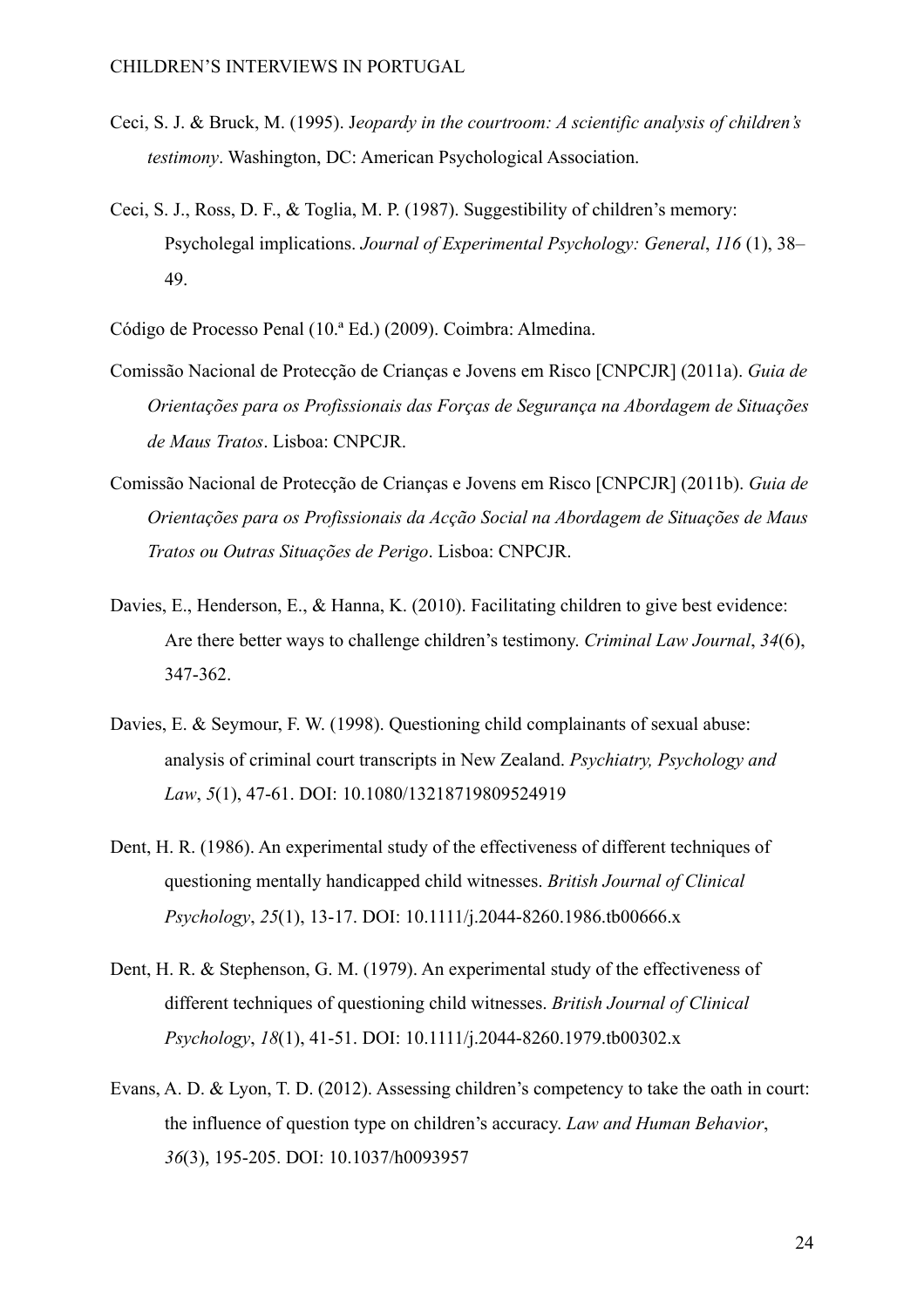Ceci, S. J. & Bruck, M. (1995). J*eopardy in the courtroom: A scientific analysis of children's testimony*. Washington, DC: American Psychological Association.

Ceci, S. J., Ross, D. F., & Toglia, M. P. (1987). Suggestibility of children's memory: Psycholegal implications. *Journal of Experimental Psychology: General*, *116* (1), 38–49.

Código de Processo Penal (10.ª Ed.) (2009). Coimbra: Almedina.

Comissão Nacional de Protecção de Crianças e Jovens em Risco [CNPCJR] (2011a). *Guia de Orientações para os Profissionais das Forças de Segurança na Abordagem de Situações de Maus Tratos*. Lisboa: CNPCJR.

Comissão Nacional de Protecção de Crianças e Jovens em Risco [CNPCJR] (2011b). *Guia de Orientações para os Profissionais da Acção Social na Abordagem de Situações de Maus Tratos ou Outras Situações de Perigo*. Lisboa: CNPCJR.

Davies, E., Henderson, E., & Hanna, K. (2010). Facilitating children to give best evidence: Are there better ways to challenge children's testimony. *Criminal Law Journal*, *34*(6), 347-362.

Davies, E. & Seymour, F. W. (1998). Questioning child complainants of sexual abuse: analysis of criminal court transcripts in New Zealand. *Psychiatry, Psychology and Law*, *5*(1), 47-61. DOI: 10.1080/13218719809524919

Dent, H. R. (1986). An experimental study of the effectiveness of different techniques of questioning mentally handicapped child witnesses. *British Journal of Clinical Psychology*, *25*(1), 13-17. DOI: 10.1111/j.2044-8260.1986.tb00666.x

Dent, H. R. & Stephenson, G. M. (1979). An experimental study of the effectiveness of different techniques of questioning child witnesses. *British Journal of Clinical Psychology*, *18*(1), 41-51. DOI: 10.1111/j.2044-8260.1979.tb00302.x

Evans, A. D. & Lyon, T. D. (2012). Assessing children's competency to take the oath in court: the influence of question type on children's accuracy. *Law and Human Behavior*, *36*(3), 195-205. DOI: 10.1037/h0093957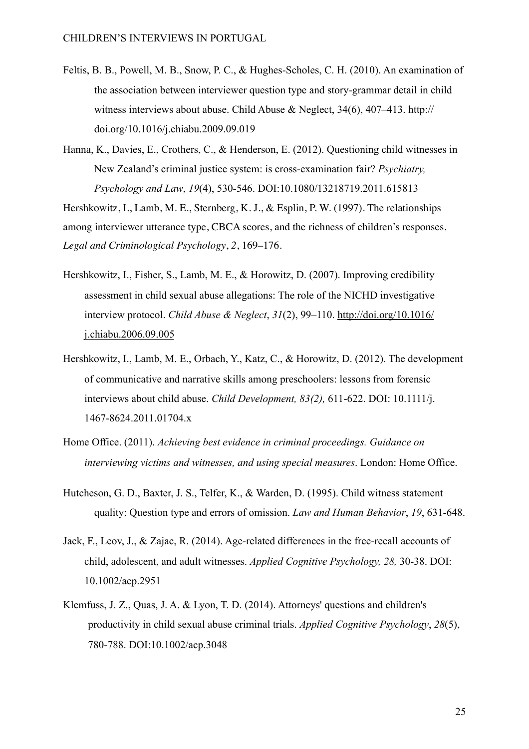Feltis, B. B., Powell, M. B., Snow, P. C., & Hughes-Scholes, C. H. (2010). An examination of the association between interviewer question type and story-grammar detail in child witness interviews about abuse. Child Abuse & Neglect, 34(6), 407–413. http://doi.org/10.1016/j.chiabu.2009.09.019

Hanna, K., Davies, E., Crothers, C., & Henderson, E. (2012). Questioning child witnesses in New Zealand's criminal justice system: is cross-examination fair? *Psychiatry, Psychology and Law*, *19*(4), 530-546. DOI:10.1080/13218719.2011.615813

Hershkowitz, I., Lamb, M. E., Sternberg, K. J., & Esplin, P. W. (1997). The relationships among interviewer utterance type, CBCA scores, and the richness of children's responses. *Legal and Criminological Psychology*, *2*, 169–176.

Hershkowitz, I., Fisher, S., Lamb, M. E., & Horowitz, D. (2007). Improving credibility assessment in child sexual abuse allegations: The role of the NICHD investigative interview protocol. *Child Abuse & Neglect*, *31*(2), 99–110. http://doi.org/10.1016/j.chiabu.2006.09.005

Hershkowitz, I., Lamb, M. E., Orbach, Y., Katz, C., & Horowitz, D. (2012). The development of communicative and narrative skills among preschoolers: lessons from forensic interviews about child abuse. *Child Development, 83(2),* 611-622. DOI: 10.1111/j.1467-8624.2011.01704.x

Home Office. (2011). *Achieving best evidence in criminal proceedings. Guidance on interviewing victims and witnesses, and using special measures*. London: Home Office.

Hutcheson, G. D., Baxter, J. S., Telfer, K., & Warden, D. (1995). Child witness statement quality: Question type and errors of omission. *Law and Human Behavior*, *19*, 631-648.

Jack, F., Leov, J., & Zajac, R. (2014). Age-related differences in the free-recall accounts of child, adolescent, and adult witnesses. *Applied Cognitive Psychology, 28,* 30-38. DOI: 10.1002/acp.2951

Klemfuss, J. Z., Quas, J. A. & Lyon, T. D. (2014). Attorneys' questions and children's productivity in child sexual abuse criminal trials. *Applied Cognitive Psychology*, *28*(5), 780-788. DOI:10.1002/acp.3048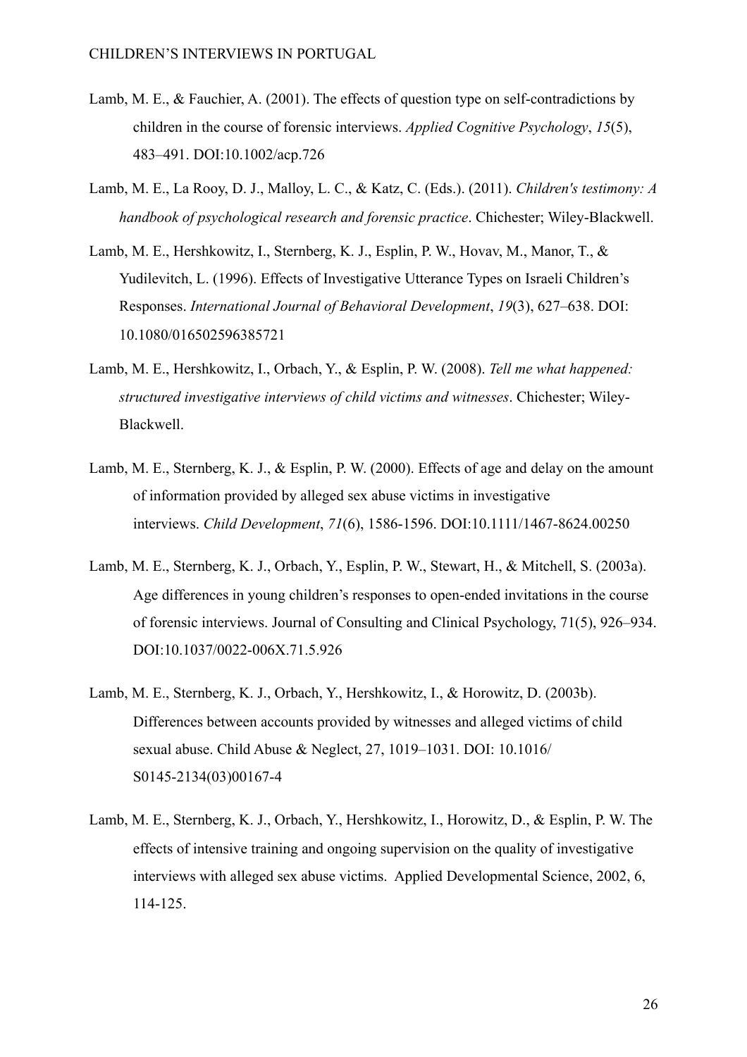Lamb, M. E., & Fauchier, A. (2001). The effects of question type on self-contradictions by children in the course of forensic interviews. *Applied Cognitive Psychology*, *15*(5), 483–491. DOI:10.1002/acp.726

Lamb, M. E., La Rooy, D. J., Malloy, L. C., & Katz, C. (Eds.). (2011). *Children's testimony: A handbook of psychological research and forensic practice*. Chichester; Wiley-Blackwell.

Lamb, M. E., Hershkowitz, I., Sternberg, K. J., Esplin, P. W., Hovav, M., Manor, T., & Yudilevitch, L. (1996). Effects of Investigative Utterance Types on Israeli Children's Responses. *International Journal of Behavioral Development*, *19*(3), 627–638. DOI: 10.1080/016502596385721

Lamb, M. E., Hershkowitz, I., Orbach, Y., & Esplin, P. W. (2008). *Tell me what happened: structured investigative interviews of child victims and witnesses*. Chichester; Wiley-Blackwell.

Lamb, M. E., Sternberg, K. J., & Esplin, P. W. (2000). Effects of age and delay on the amount of information provided by alleged sex abuse victims in investigative interviews. *Child Development*, *71*(6), 1586-1596. DOI:10.1111/1467-8624.00250

Lamb, M. E., Sternberg, K. J., Orbach, Y., Esplin, P. W., Stewart, H., & Mitchell, S. (2003a). Age differences in young children's responses to open-ended invitations in the course of forensic interviews. Journal of Consulting and Clinical Psychology, 71(5), 926–934. DOI:10.1037/0022-006X.71.5.926

Lamb, M. E., Sternberg, K. J., Orbach, Y., Hershkowitz, I., & Horowitz, D. (2003b). Differences between accounts provided by witnesses and alleged victims of child sexual abuse. Child Abuse & Neglect, 27, 1019–1031. DOI: 10.1016/S0145-2134(03)00167-4

Lamb, M. E., Sternberg, K. J., Orbach, Y., Hershkowitz, I., Horowitz, D., & Esplin, P. W. The effects of intensive training and ongoing supervision on the quality of investigative interviews with alleged sex abuse victims. Applied Developmental Science, 2002, 6, 114-125.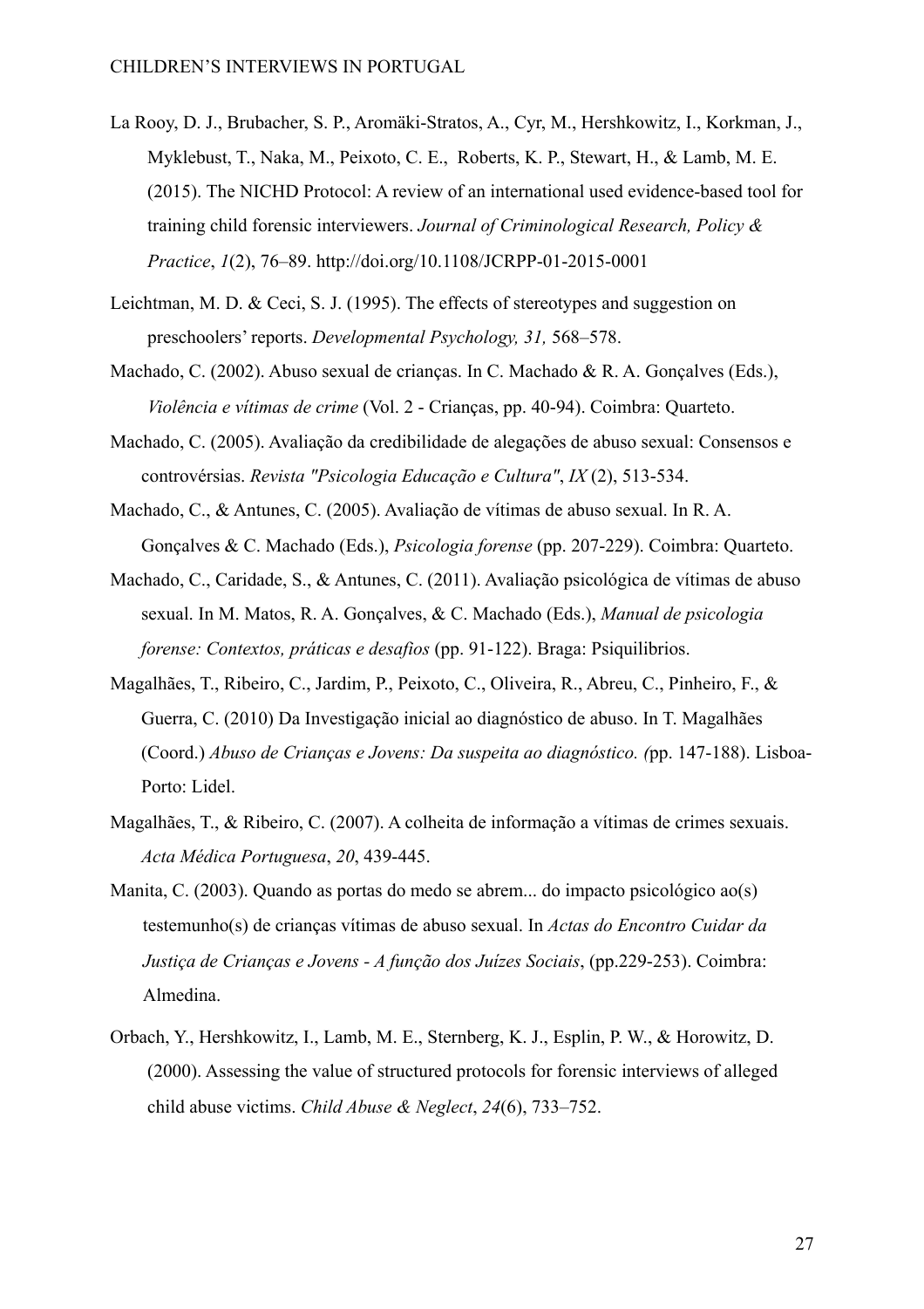La Rooy, D. J., Brubacher, S. P., Aromäki-Stratos, A., Cyr, M., Hershkowitz, I., Korkman, J., Myklebust, T., Naka, M., Peixoto, C. E., Roberts, K. P., Stewart, H., & Lamb, M. E. (2015). The NICHD Protocol: A review of an international used evidence-based tool for training child forensic interviewers. *Journal of Criminological Research, Policy & Practice*, *1*(2), 76–89. http://doi.org/10.1108/JCRPP-01-2015-0001

Leichtman, M. D. & Ceci, S. J. (1995). The effects of stereotypes and suggestion on preschoolers' reports. *Developmental Psychology, 31,* 568–578.

Machado, C. (2002). Abuso sexual de crianças. In C. Machado & R. A. Gonçalves (Eds.), *Violência e vítimas de crime* (Vol. 2 - Crianças, pp. 40-94). Coimbra: Quarteto.

Machado, C. (2005). Avaliação da credibilidade de alegações de abuso sexual: Consensos e controvérsias. *Revista "Psicologia Educação e Cultura"*, *IX* (2), 513-534.

Machado, C., & Antunes, C. (2005). Avaliação de vítimas de abuso sexual. In R. A. Gonçalves & C. Machado (Eds.), *Psicologia forense* (pp. 207-229). Coimbra: Quarteto.

Machado, C., Caridade, S., & Antunes, C. (2011). Avaliação psicológica de vítimas de abuso sexual. In M. Matos, R. A. Gonçalves, & C. Machado (Eds.), *Manual de psicologia forense: Contextos, práticas e desafios* (pp. 91-122). Braga: Psiquilibrios.

Magalhães, T., Ribeiro, C., Jardim, P., Peixoto, C., Oliveira, R., Abreu, C., Pinheiro, F., & Guerra, C. (2010) Da Investigação inicial ao diagnóstico de abuso. In T. Magalhães (Coord.) *Abuso de Crianças e Jovens: Da suspeita ao diagnóstico. (*pp. 147-188). Lisboa-Porto: Lidel.

Magalhães, T., & Ribeiro, C. (2007). A colheita de informação a vítimas de crimes sexuais. *Acta Médica Portuguesa*, *20*, 439-445.

Manita, C. (2003). Quando as portas do medo se abrem... do impacto psicológico ao(s) testemunho(s) de crianças vítimas de abuso sexual. In *Actas do Encontro Cuidar da Justiça de Crianças e Jovens - A função dos Juízes Sociais*, (pp.229-253). Coimbra: Almedina.

Orbach, Y., Hershkowitz, I., Lamb, M. E., Sternberg, K. J., Esplin, P. W., & Horowitz, D. (2000). Assessing the value of structured protocols for forensic interviews of alleged child abuse victims. *Child Abuse & Neglect*, *24*(6), 733–752.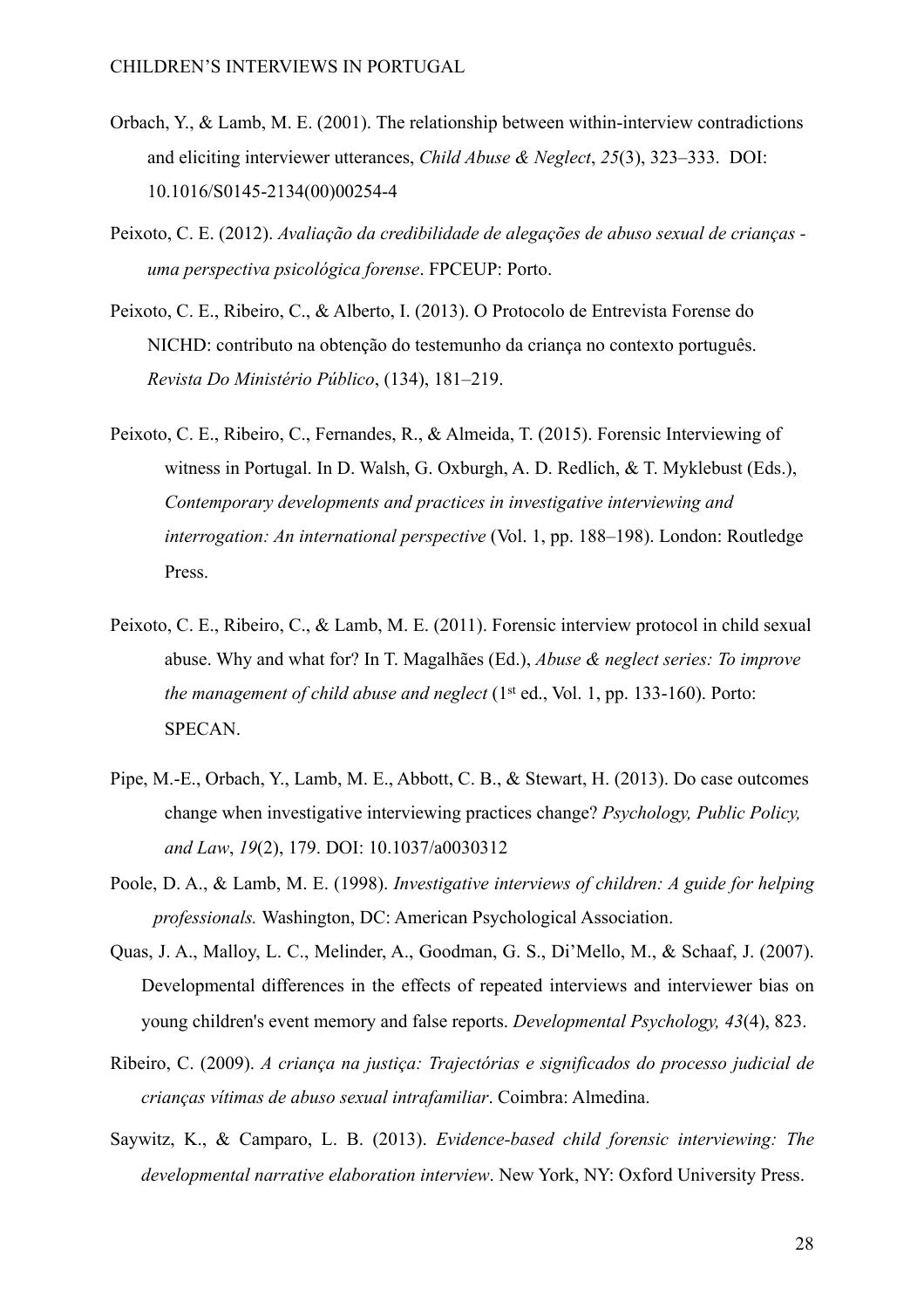Orbach, Y., & Lamb, M. E. (2001). The relationship between within-interview contradictions and eliciting interviewer utterances, *Child Abuse & Neglect*, *25*(3), 323–333. DOI: 10.1016/S0145-2134(00)00254-4

Peixoto, C. E. (2012). *Avaliação da credibilidade de alegações de abuso sexual de crianças - uma perspectiva psicológica forense*. FPCEUP: Porto.

Peixoto, C. E., Ribeiro, C., & Alberto, I. (2013). O Protocolo de Entrevista Forense do NICHD: contributo na obtenção do testemunho da criança no contexto português. *Revista Do Ministério Público*, (134), 181–219.

Peixoto, C. E., Ribeiro, C., Fernandes, R., & Almeida, T. (2015). Forensic Interviewing of witness in Portugal. In D. Walsh, G. Oxburgh, A. D. Redlich, & T. Myklebust (Eds.), *Contemporary developments and practices in investigative interviewing and interrogation: An international perspective* (Vol. 1, pp. 188–198). London: Routledge Press.

Peixoto, C. E., Ribeiro, C., & Lamb, M. E. (2011). Forensic interview protocol in child sexual abuse. Why and what for? In T. Magalhães (Ed.), *Abuse & neglect series: To improve the management of child abuse and neglect* (1st ed., Vol. 1, pp. 133-160). Porto: SPECAN.

Pipe, M.-E., Orbach, Y., Lamb, M. E., Abbott, C. B., & Stewart, H. (2013). Do case outcomes change when investigative interviewing practices change? *Psychology, Public Policy, and Law*, *19*(2), 179. DOI: 10.1037/a0030312

Poole, D. A., & Lamb, M. E. (1998). *Investigative interviews of children: A guide for helping professionals.* Washington, DC: American Psychological Association.

Quas, J. A., Malloy, L. C., Melinder, A., Goodman, G. S., Di'Mello, M., & Schaaf, J. (2007). Developmental differences in the effects of repeated interviews and interviewer bias on young children's event memory and false reports. *Developmental Psychology, 43*(4), 823.

Ribeiro, C. (2009). *A criança na justiça: Trajectórias e significados do processo judicial de crianças vítimas de abuso sexual intrafamiliar*. Coimbra: Almedina.

Saywitz, K., & Camparo, L. B. (2013). *Evidence-based child forensic interviewing: The developmental narrative elaboration interview*. New York, NY: Oxford University Press.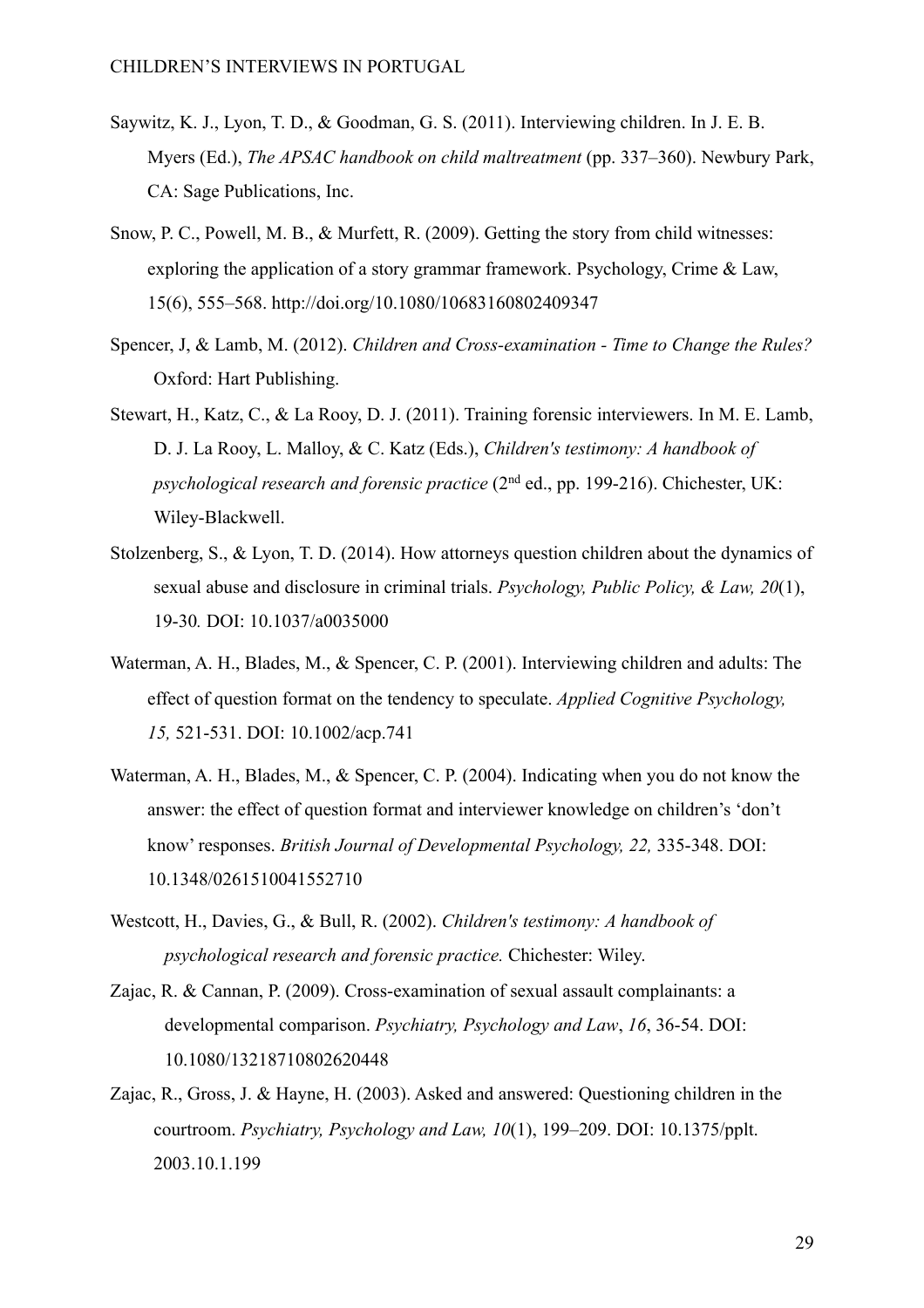Saywitz, K. J., Lyon, T. D., & Goodman, G. S. (2011). Interviewing children. In J. E. B. Myers (Ed.), *The APSAC handbook on child maltreatment* (pp. 337–360). Newbury Park, CA: Sage Publications, Inc.

Snow, P. C., Powell, M. B., & Murfett, R. (2009). Getting the story from child witnesses: exploring the application of a story grammar framework. Psychology, Crime & Law, 15(6), 555–568. http://doi.org/10.1080/10683160802409347

Spencer, J, & Lamb, M. (2012). *Children and Cross-examination - Time to Change the Rules?* Oxford: Hart Publishing.

Stewart, H., Katz, C., & La Rooy, D. J. (2011). Training forensic interviewers. In M. E. Lamb, D. J. La Rooy, L. Malloy, & C. Katz (Eds.), *Children's testimony: A handbook of psychological research and forensic practice* (2nd ed., pp. 199-216). Chichester, UK: Wiley-Blackwell.

Stolzenberg, S., & Lyon, T. D. (2014). How attorneys question children about the dynamics of sexual abuse and disclosure in criminal trials. *Psychology, Public Policy, & Law, 20*(1), 19-30*.* DOI: 10.1037/a0035000

Waterman, A. H., Blades, M., & Spencer, C. P. (2001). Interviewing children and adults: The effect of question format on the tendency to speculate. *Applied Cognitive Psychology, 15,* 521-531. DOI: 10.1002/acp.741

Waterman, A. H., Blades, M., & Spencer, C. P. (2004). Indicating when you do not know the answer: the effect of question format and interviewer knowledge on children's 'don't know' responses. *British Journal of Developmental Psychology, 22,* 335-348. DOI: 10.1348/0261510041552710

Westcott, H., Davies, G., & Bull, R. (2002). *Children's testimony: A handbook of psychological research and forensic practice.* Chichester: Wiley.

Zajac, R. & Cannan, P. (2009). Cross-examination of sexual assault complainants: a developmental comparison. *Psychiatry, Psychology and Law*, *16*, 36-54. DOI: 10.1080/13218710802620448

Zajac, R., Gross, J. & Hayne, H. (2003). Asked and answered: Questioning children in the courtroom. *Psychiatry, Psychology and Law, 10*(1), 199–209. DOI: 10.1375/pplt. 2003.10.1.199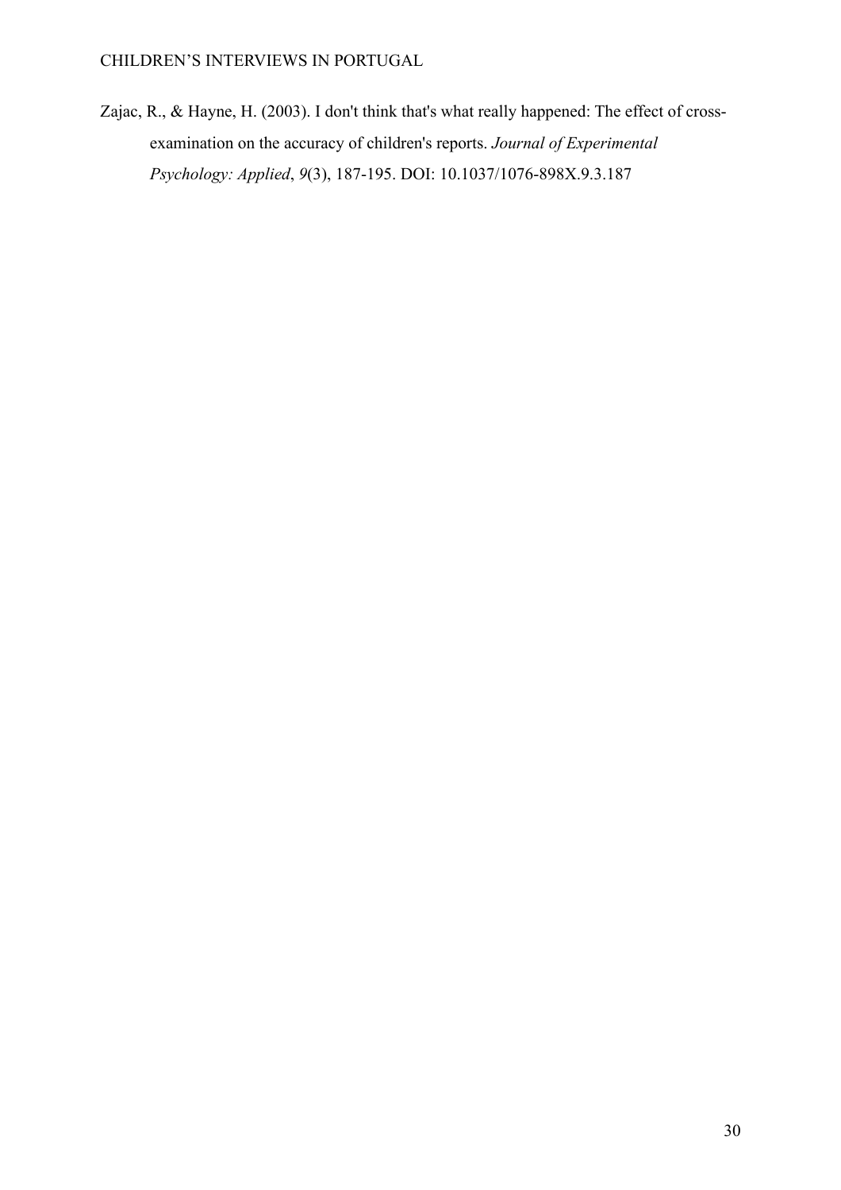Zajac, R., & Hayne, H. (2003). I don't think that's what really happened: The effect of cross-examination on the accuracy of children's reports. *Journal of Experimental Psychology: Applied*, *9*(3), 187-195. DOI: 10.1037/1076-898X.9.3.187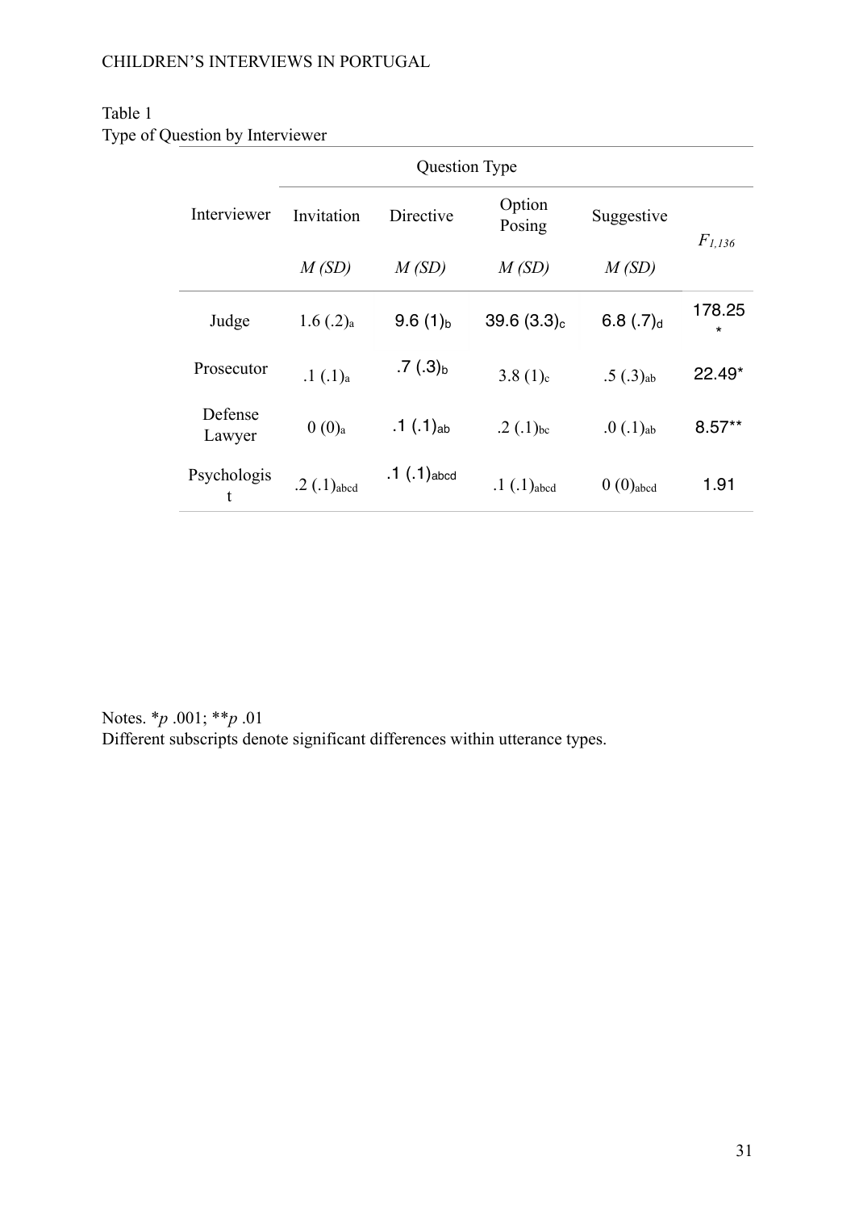Table 1
Type of Question by Interviewer

| Interviewer | Question Type | | | | $F_{1,136}$ |
|---|---|---|---|---|---|
| | Invitation | Directive | Option Posing | Suggestive | |
| | *M (SD)* | *M (SD)* | *M (SD)* | *M (SD)* | |
| Judge | 1.6 (.2)$_a$ | 9.6 (1)$_b$ | 39.6 (3.3)$_c$ | 6.8 (.7)$_d$ | 178.25* |
| Prosecutor | .1 (.1)$_a$ | .7 (.3)$_b$ | 3.8 (1)$_c$ | .5 (.3)$_{ab}$ | 22.49* |
| Defense Lawyer | 0 (0)$_a$ | .1 (.1)$_{ab}$ | .2 (.1)$_{bc}$ | .0 (.1)$_{ab}$ | 8.57** |
| Psychologist | .2 (.1)$_{abcd}$ | .1 (.1)$_{abcd}$ | .1 (.1)$_{abcd}$ | 0 (0)$_{abcd}$ | 1.91 |

Notes. *$p$ .001; **$p$ .01
Different subscripts denote significant differences within utterance types.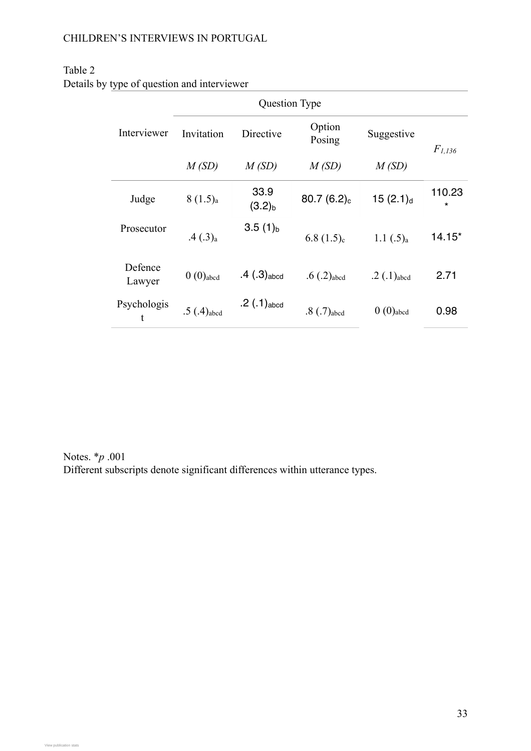Table 2

Details by type of question and interviewer

| Interviewer | Question Type | | | | $F_{1,136}$ |
|---|---|---|---|---|---|
| | Invitation | Directive | Option Posing | Suggestive | |
| | *M (SD)* | *M (SD)* | *M (SD)* | *M (SD)* | |
| Judge | 8 (1.5)$_a$ | 33.9 (3.2)$_b$ | 80.7 (6.2)$_c$ | 15 (2.1)$_d$ | 110.23* |
| Prosecutor | .4 (.3)$_a$ | 3.5 (1)$_b$ | 6.8 (1.5)$_c$ | 1.1 (.5)$_a$ | 14.15* |
| Defence Lawyer | 0 (0)$_{abcd}$ | .4 (.3)$_{abcd}$ | .6 (.2)$_{abcd}$ | .2 (.1)$_{abcd}$ | 2.71 |
| Psychologist | .5 (.4)$_{abcd}$ | .2 (.1)$_{abcd}$ | .8 (.7)$_{abcd}$ | 0 (0)$_{abcd}$ | 0.98 |

Notes. *$p$ .001

Different subscripts denote significant differences within utterance types.